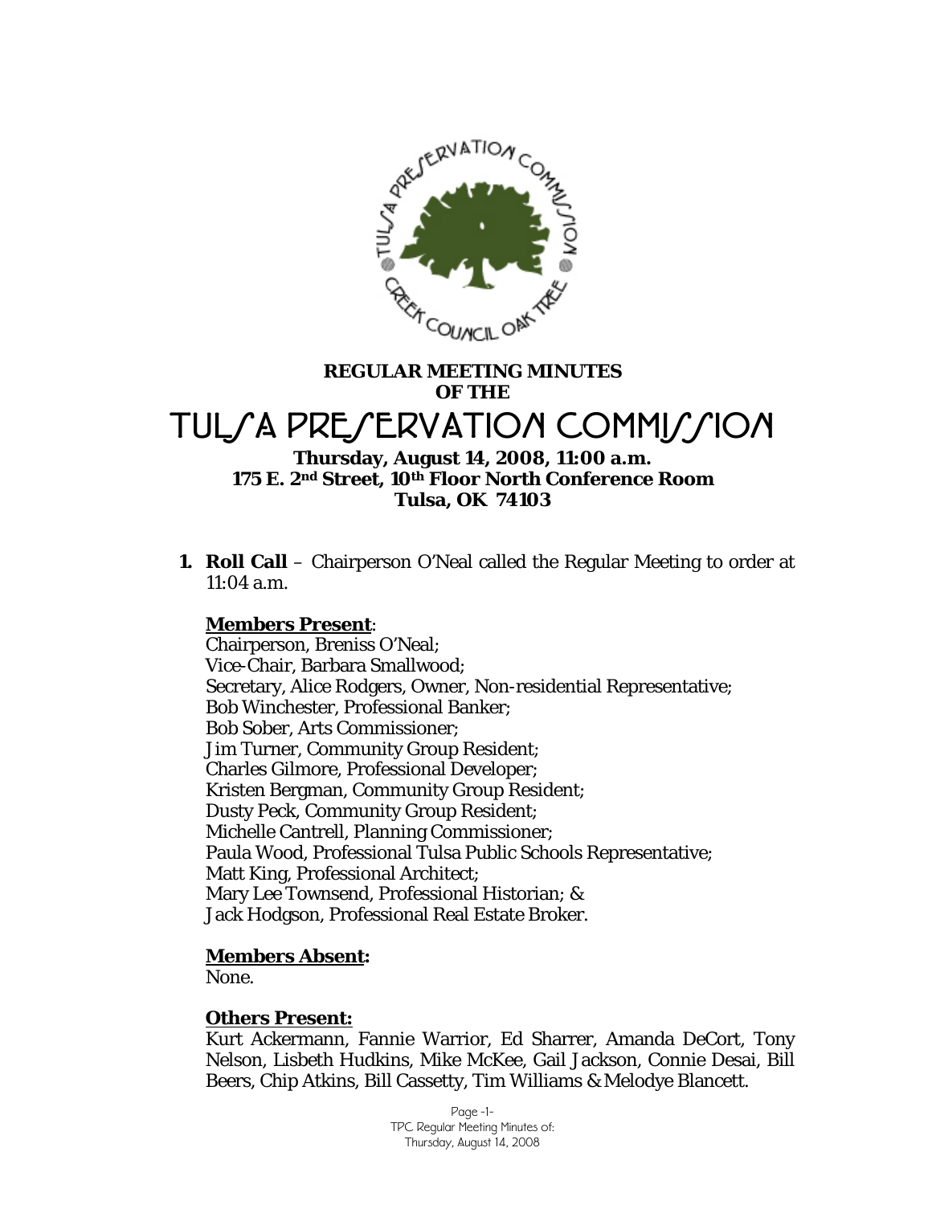**REGULAR MEETING MINUTES**
**OF THE**

# TULSA PRESERVATION COMMISSION

**Thursday, August 14, 2008, 11:00 a.m.**
**175 E. 2nd Street, 10th Floor North Conference Room**
**Tulsa, OK 74103**

1. **Roll Call** – Chairperson O'Neal called the Regular Meeting to order at 11:04 a.m.

   **Members Present**:
   Chairperson, Breniss O'Neal;
   Vice-Chair, Barbara Smallwood;
   Secretary, Alice Rodgers, Owner, Non-residential Representative;
   Bob Winchester, Professional Banker;
   Bob Sober, Arts Commissioner;
   Jim Turner, Community Group Resident;
   Charles Gilmore, Professional Developer;
   Kristen Bergman, Community Group Resident;
   Dusty Peck, Community Group Resident;
   Michelle Cantrell, Planning Commissioner;
   Paula Wood, Professional Tulsa Public Schools Representative;
   Matt King, Professional Architect;
   Mary Lee Townsend, Professional Historian; &
   Jack Hodgson, Professional Real Estate Broker.

   **Members Absent:**
   None.

   **Others Present:**
   Kurt Ackermann, Fannie Warrior, Ed Sharrer, Amanda DeCort, Tony Nelson, Lisbeth Hudkins, Mike McKee, Gail Jackson, Connie Desai, Bill Beers, Chip Atkins, Bill Cassetty, Tim Williams & Melodye Blancett.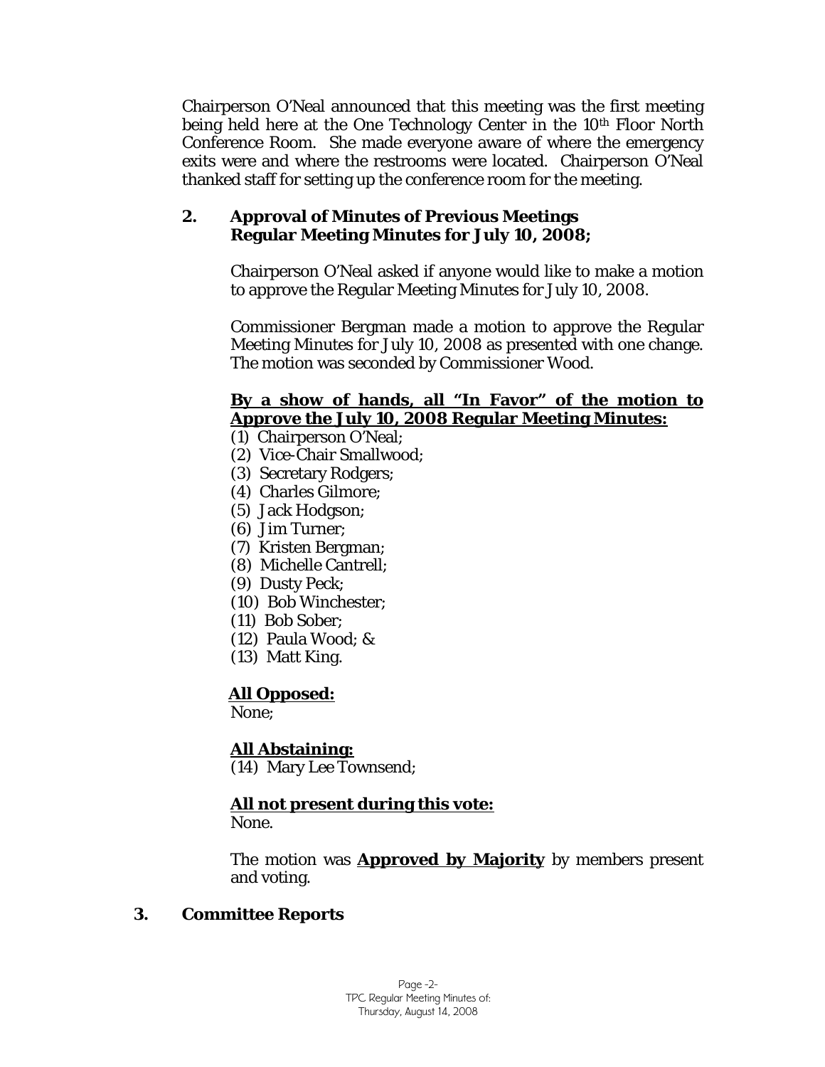Chairperson O'Neal announced that this meeting was the first meeting being held here at the One Technology Center in the 10th Floor North Conference Room. She made everyone aware of where the emergency exits were and where the restrooms were located. Chairperson O'Neal thanked staff for setting up the conference room for the meeting.

## 2. Approval of Minutes of Previous Meetings Regular Meeting Minutes for July 10, 2008;

Chairperson O'Neal asked if anyone would like to make a motion to approve the Regular Meeting Minutes for July 10, 2008.

Commissioner Bergman made a motion to approve the Regular Meeting Minutes for July 10, 2008 as presented with one change. The motion was seconded by Commissioner Wood.

**By a show of hands, all "In Favor" of the motion to Approve the July 10, 2008 Regular Meeting Minutes:**

(1) Chairperson O'Neal;
(2) Vice-Chair Smallwood;
(3) Secretary Rodgers;
(4) Charles Gilmore;
(5) Jack Hodgson;
(6) Jim Turner;
(7) Kristen Bergman;
(8) Michelle Cantrell;
(9) Dusty Peck;
(10) Bob Winchester;
(11) Bob Sober;
(12) Paula Wood; &
(13) Matt King.

**All Opposed:**

None;

**All Abstaining:**

(14) Mary Lee Townsend;

**All not present during this vote:**

None.

The motion was **Approved by Majority** by members present and voting.

## 3. Committee Reports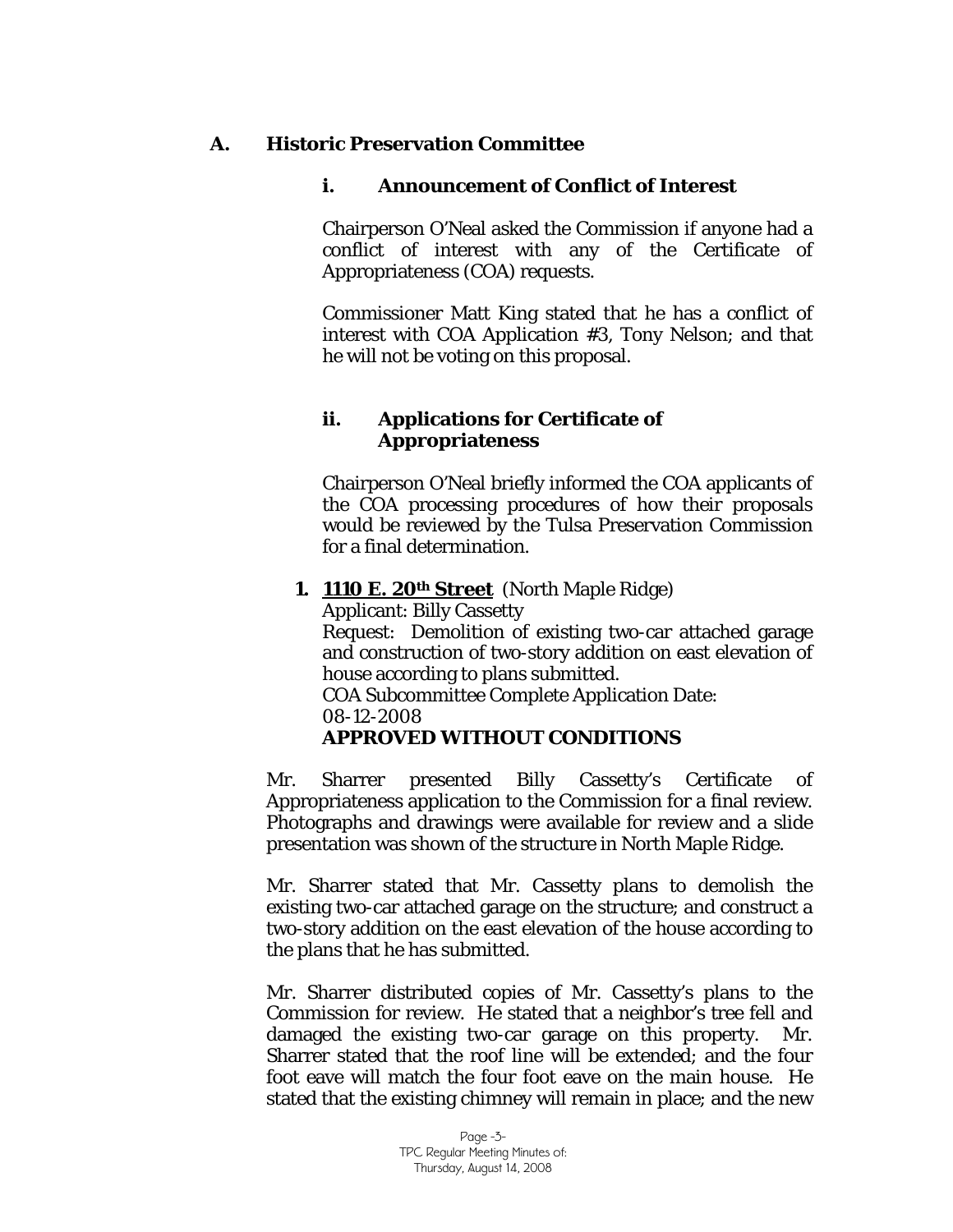## A. Historic Preservation Committee

### i. Announcement of Conflict of Interest

Chairperson O'Neal asked the Commission if anyone had a conflict of interest with any of the Certificate of Appropriateness (COA) requests.

Commissioner Matt King stated that he has a conflict of interest with COA Application #3, Tony Nelson; and that he will not be voting on this proposal.

### ii. Applications for Certificate of Appropriateness

Chairperson O'Neal briefly informed the COA applicants of the COA processing procedures of how their proposals would be reviewed by the Tulsa Preservation Commission for a final determination.

**1. 1110 E. 20th Street** (North Maple Ridge)
Applicant: Billy Cassetty
Request: Demolition of existing two-car attached garage and construction of two-story addition on east elevation of house according to plans submitted.
COA Subcommittee Complete Application Date: 08-12-2008
**APPROVED WITHOUT CONDITIONS**

Mr. Sharrer presented Billy Cassetty's Certificate of Appropriateness application to the Commission for a final review. Photographs and drawings were available for review and a slide presentation was shown of the structure in North Maple Ridge.

Mr. Sharrer stated that Mr. Cassetty plans to demolish the existing two-car attached garage on the structure; and construct a two-story addition on the east elevation of the house according to the plans that he has submitted.

Mr. Sharrer distributed copies of Mr. Cassetty's plans to the Commission for review. He stated that a neighbor's tree fell and damaged the existing two-car garage on this property. Mr. Sharrer stated that the roof line will be extended; and the four foot eave will match the four foot eave on the main house. He stated that the existing chimney will remain in place; and the new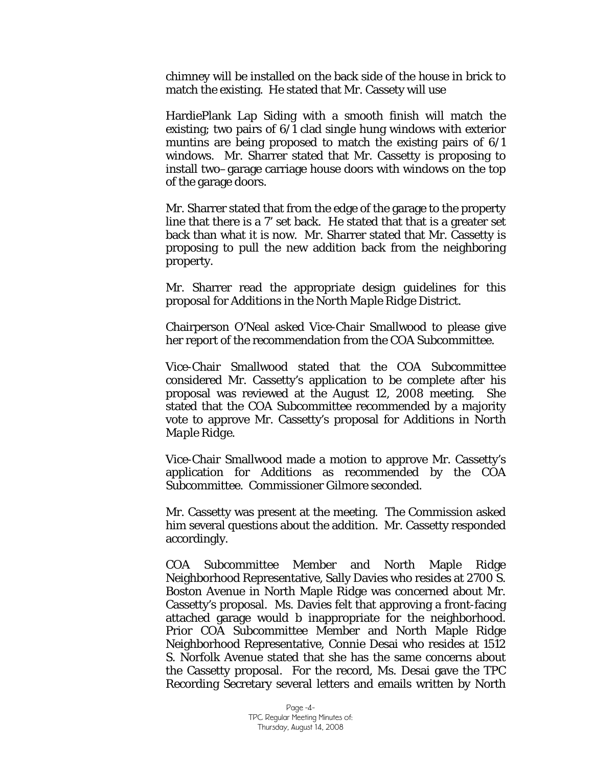chimney will be installed on the back side of the house in brick to match the existing. He stated that Mr. Cassety will use

HardiePlank Lap Siding with a smooth finish will match the existing; two pairs of 6/1 clad single hung windows with exterior muntins are being proposed to match the existing pairs of 6/1 windows. Mr. Sharrer stated that Mr. Cassetty is proposing to install two–garage carriage house doors with windows on the top of the garage doors.

Mr. Sharrer stated that from the edge of the garage to the property line that there is a 7' set back. He stated that that is a greater set back than what it is now. Mr. Sharrer stated that Mr. Cassetty is proposing to pull the new addition back from the neighboring property.

Mr. Sharrer read the appropriate design guidelines for this proposal for Additions in the *North Maple Ridge District*.

Chairperson O'Neal asked Vice-Chair Smallwood to please give her report of the recommendation from the COA Subcommittee.

Vice-Chair Smallwood stated that the COA Subcommittee considered Mr. Cassetty's application to be complete after his proposal was reviewed at the August 12, 2008 meeting. She stated that the COA Subcommittee recommended by a majority vote to approve Mr. Cassetty's proposal for Additions in North *Maple Ridge*.

Vice-Chair Smallwood made a motion to approve Mr. Cassetty's application for Additions as recommended by the COA Subcommittee. Commissioner Gilmore seconded.

Mr. Cassetty was present at the meeting. The Commission asked him several questions about the addition. Mr. Cassetty responded accordingly.

COA Subcommittee Member and North Maple Ridge Neighborhood Representative, Sally Davies who resides at 2700 S. Boston Avenue in North Maple Ridge was concerned about Mr. Cassetty's proposal. Ms. Davies felt that approving a front-facing attached garage would b inappropriate for the neighborhood. Prior COA Subcommittee Member and North Maple Ridge Neighborhood Representative, Connie Desai who resides at 1512 S. Norfolk Avenue stated that she has the same concerns about the Cassetty proposal. For the record, Ms. Desai gave the TPC Recording Secretary several letters and emails written by North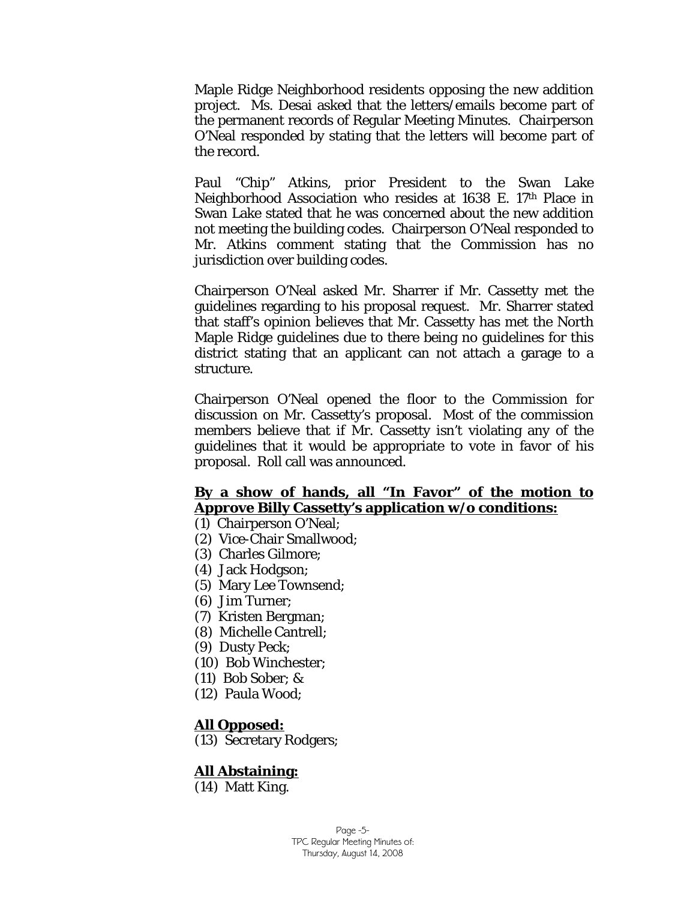Maple Ridge Neighborhood residents opposing the new addition project. Ms. Desai asked that the letters/emails become part of the permanent records of Regular Meeting Minutes. Chairperson O'Neal responded by stating that the letters will become part of the record.

Paul "Chip" Atkins, prior President to the Swan Lake Neighborhood Association who resides at 1638 E. 17th Place in Swan Lake stated that he was concerned about the new addition not meeting the building codes. Chairperson O'Neal responded to Mr. Atkins comment stating that the Commission has no jurisdiction over building codes.

Chairperson O'Neal asked Mr. Sharrer if Mr. Cassetty met the guidelines regarding to his proposal request. Mr. Sharrer stated that staff's opinion believes that Mr. Cassetty has met the North Maple Ridge guidelines due to there being no guidelines for this district stating that an applicant can not attach a garage to a structure.

Chairperson O'Neal opened the floor to the Commission for discussion on Mr. Cassetty's proposal. Most of the commission members believe that if Mr. Cassetty isn't violating any of the guidelines that it would be appropriate to vote in favor of his proposal. Roll call was announced.

**By a show of hands, all "In Favor" of the motion to Approve Billy Cassetty's application w/o conditions:**

(1) Chairperson O'Neal;
(2) Vice-Chair Smallwood;
(3) Charles Gilmore;
(4) Jack Hodgson;
(5) Mary Lee Townsend;
(6) Jim Turner;
(7) Kristen Bergman;
(8) Michelle Cantrell;
(9) Dusty Peck;
(10) Bob Winchester;
(11) Bob Sober; &
(12) Paula Wood;

**All Opposed:**

(13) Secretary Rodgers;

**All Abstaining:**

(14) Matt King.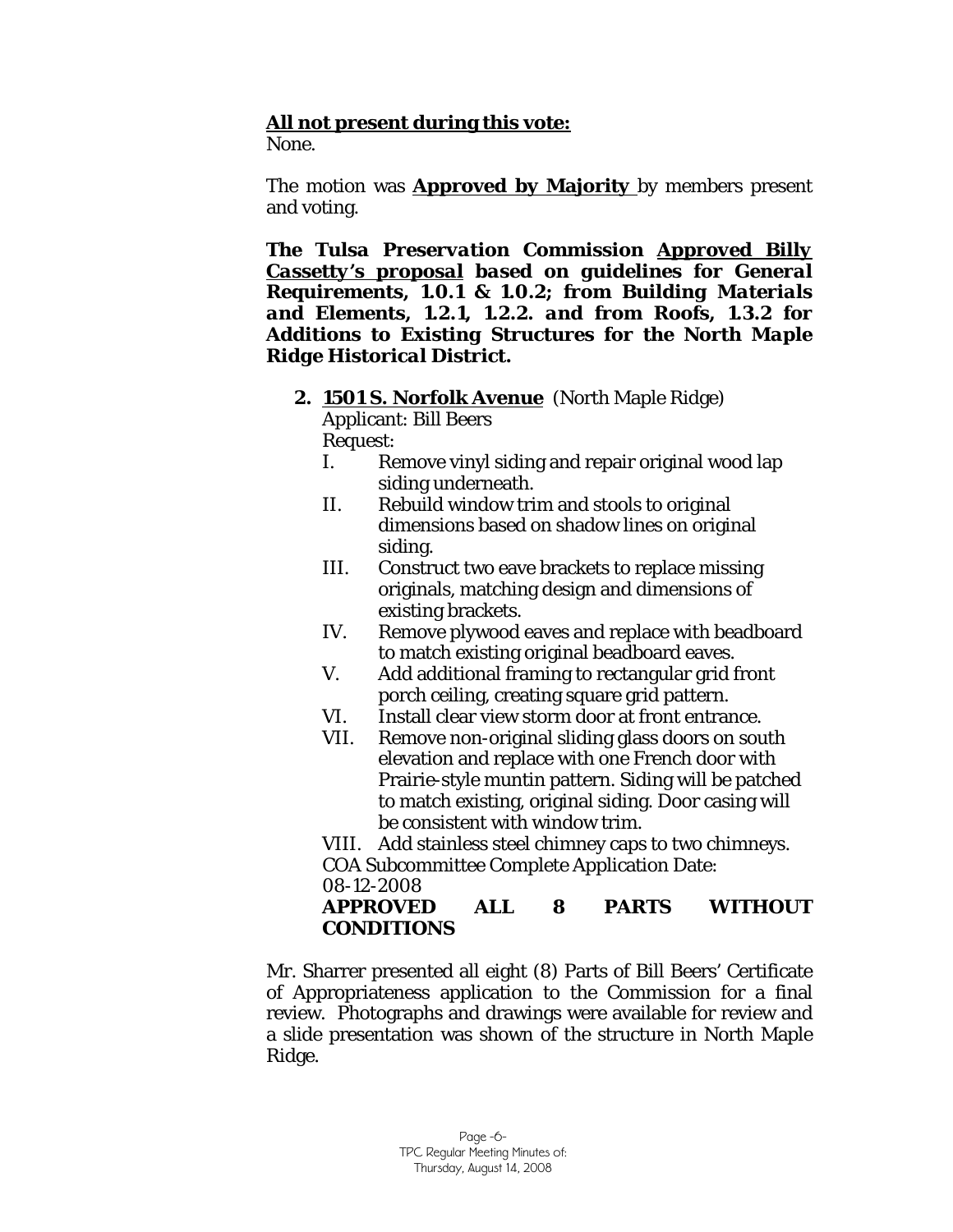**All not present during this vote:**
None.

The motion was **Approved by Majority** by members present and voting.

***The Tulsa Preservation Commission Approved Billy Cassetty's proposal based on guidelines for General Requirements, 1.0.1 & 1.0.2; from Building Materials and Elements, 1.2.1, 1.2.2. and from Roofs, 1.3.2 for Additions to Existing Structures for the North Maple Ridge Historical District.***

**2. 1501 S. Norfolk Avenue** (North Maple Ridge)
Applicant: Bill Beers
Request:
   I. Remove vinyl siding and repair original wood lap siding underneath.
   II. Rebuild window trim and stools to original dimensions based on shadow lines on original siding.
   III. Construct two eave brackets to replace missing originals, matching design and dimensions of existing brackets.
   IV. Remove plywood eaves and replace with beadboard to match existing original beadboard eaves.
   V. Add additional framing to rectangular grid front porch ceiling, creating square grid pattern.
   VI. Install clear view storm door at front entrance.
   VII. Remove non-original sliding glass doors on south elevation and replace with one French door with Prairie-style muntin pattern. Siding will be patched to match existing, original siding. Door casing will be consistent with window trim.
   VIII. Add stainless steel chimney caps to two chimneys.

COA Subcommittee Complete Application Date: 08-12-2008
**APPROVED ALL 8 PARTS WITHOUT CONDITIONS**

Mr. Sharrer presented all eight (8) Parts of Bill Beers' Certificate of Appropriateness application to the Commission for a final review. Photographs and drawings were available for review and a slide presentation was shown of the structure in North Maple Ridge.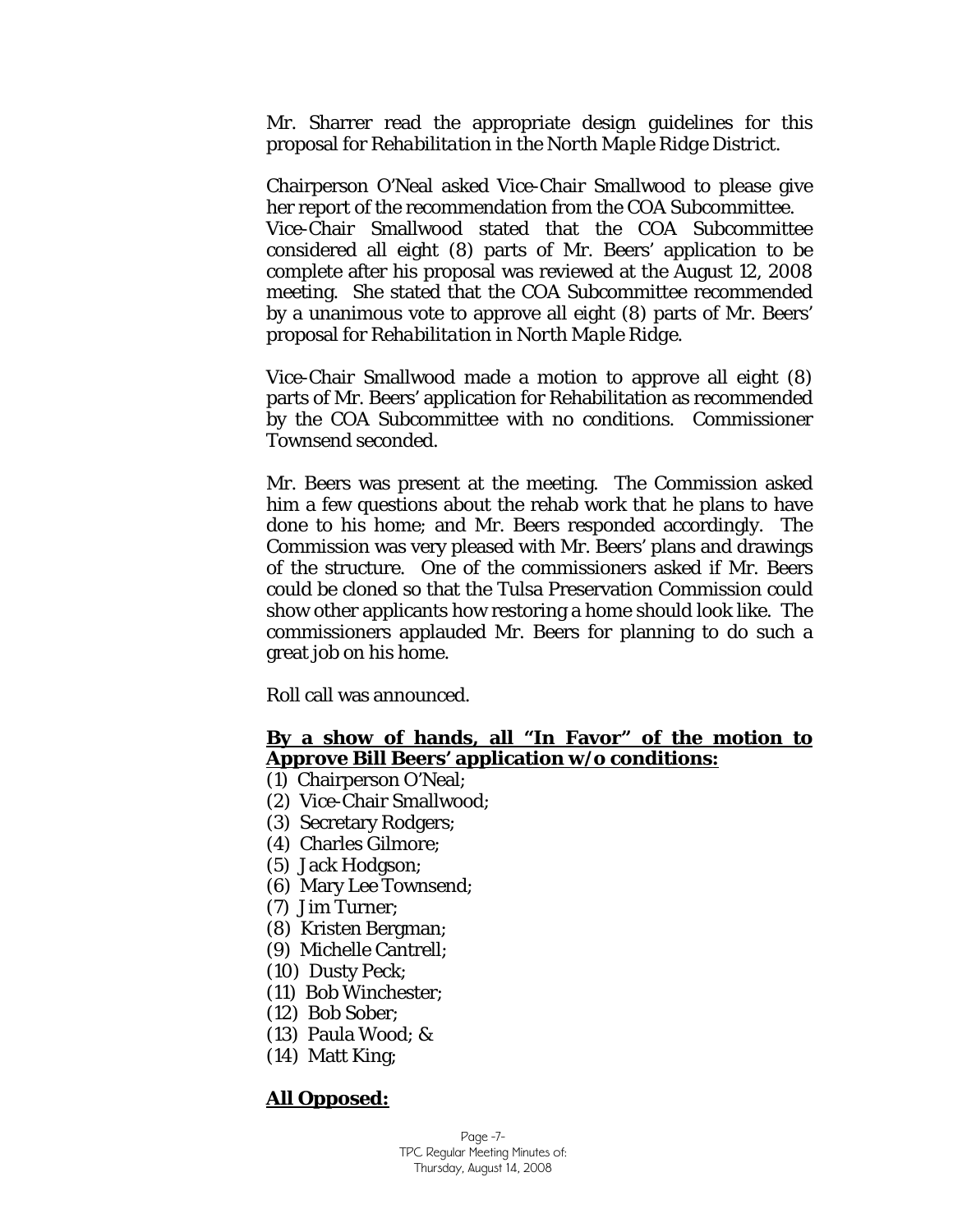Mr. Sharrer read the appropriate design guidelines for this proposal for *Rehabilitation in the North Maple Ridge District*.

Chairperson O'Neal asked Vice-Chair Smallwood to please give her report of the recommendation from the COA Subcommittee. Vice-Chair Smallwood stated that the COA Subcommittee considered all eight (8) parts of Mr. Beers' application to be complete after his proposal was reviewed at the August 12, 2008 meeting. She stated that the COA Subcommittee recommended by a unanimous vote to approve all eight (8) parts of Mr. Beers' proposal for *Rehabilitation in North Maple Ridge*.

Vice-Chair Smallwood made a motion to approve all eight (8) parts of Mr. Beers' application for Rehabilitation as recommended by the COA Subcommittee with no conditions. Commissioner Townsend seconded.

Mr. Beers was present at the meeting. The Commission asked him a few questions about the rehab work that he plans to have done to his home; and Mr. Beers responded accordingly. The Commission was very pleased with Mr. Beers' plans and drawings of the structure. One of the commissioners asked if Mr. Beers could be cloned so that the Tulsa Preservation Commission could show other applicants how restoring a home should look like. The commissioners applauded Mr. Beers for planning to do such a great job on his home.

Roll call was announced.

**By a show of hands, all "In Favor" of the motion to Approve Bill Beers' application w/o conditions:**

(1) Chairperson O'Neal;
(2) Vice-Chair Smallwood;
(3) Secretary Rodgers;
(4) Charles Gilmore;
(5) Jack Hodgson;
(6) Mary Lee Townsend;
(7) Jim Turner;
(8) Kristen Bergman;
(9) Michelle Cantrell;
(10) Dusty Peck;
(11) Bob Winchester;
(12) Bob Sober;
(13) Paula Wood; &
(14) Matt King;

**All Opposed:**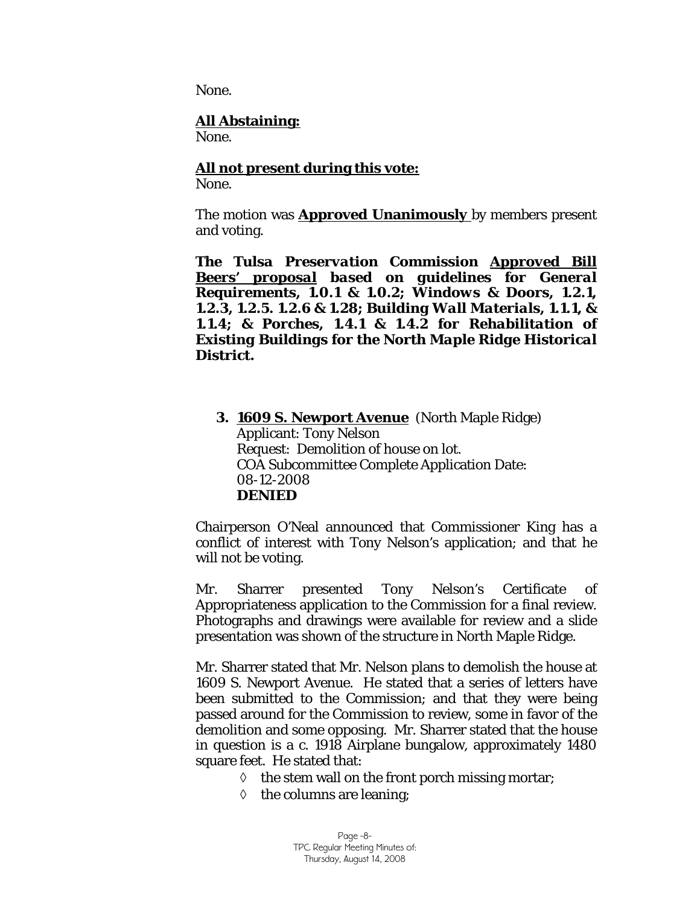None.

**All Abstaining:**
None.

**All not present during this vote:**
None.

The motion was **Approved Unanimously** by members present and voting.

***The Tulsa Preservation Commission Approved Bill Beers' proposal based on guidelines for General Requirements, 1.0.1 & 1.0.2; Windows & Doors, 1.2.1, 1.2.3, 1.2.5. 1.2.6 & 1.28; Building Wall Materials, 1.1.1, & 1.1.4; & Porches, 1.4.1 & 1.4.2 for Rehabilitation of Existing Buildings for the North Maple Ridge Historical District.***

**3. 1609 S. Newport Avenue** (North Maple Ridge)
Applicant: Tony Nelson
Request: Demolition of house on lot.
COA Subcommittee Complete Application Date: 08-12-2008
**DENIED**

Chairperson O'Neal announced that Commissioner King has a conflict of interest with Tony Nelson's application; and that he will not be voting.

Mr. Sharrer presented Tony Nelson's Certificate of Appropriateness application to the Commission for a final review. Photographs and drawings were available for review and a slide presentation was shown of the structure in North Maple Ridge.

Mr. Sharrer stated that Mr. Nelson plans to demolish the house at 1609 S. Newport Avenue. He stated that a series of letters have been submitted to the Commission; and that they were being passed around for the Commission to review, some in favor of the demolition and some opposing. Mr. Sharrer stated that the house in question is a c. 1918 Airplane bungalow, approximately 1480 square feet. He stated that:

- the stem wall on the front porch missing mortar;
- the columns are leaning;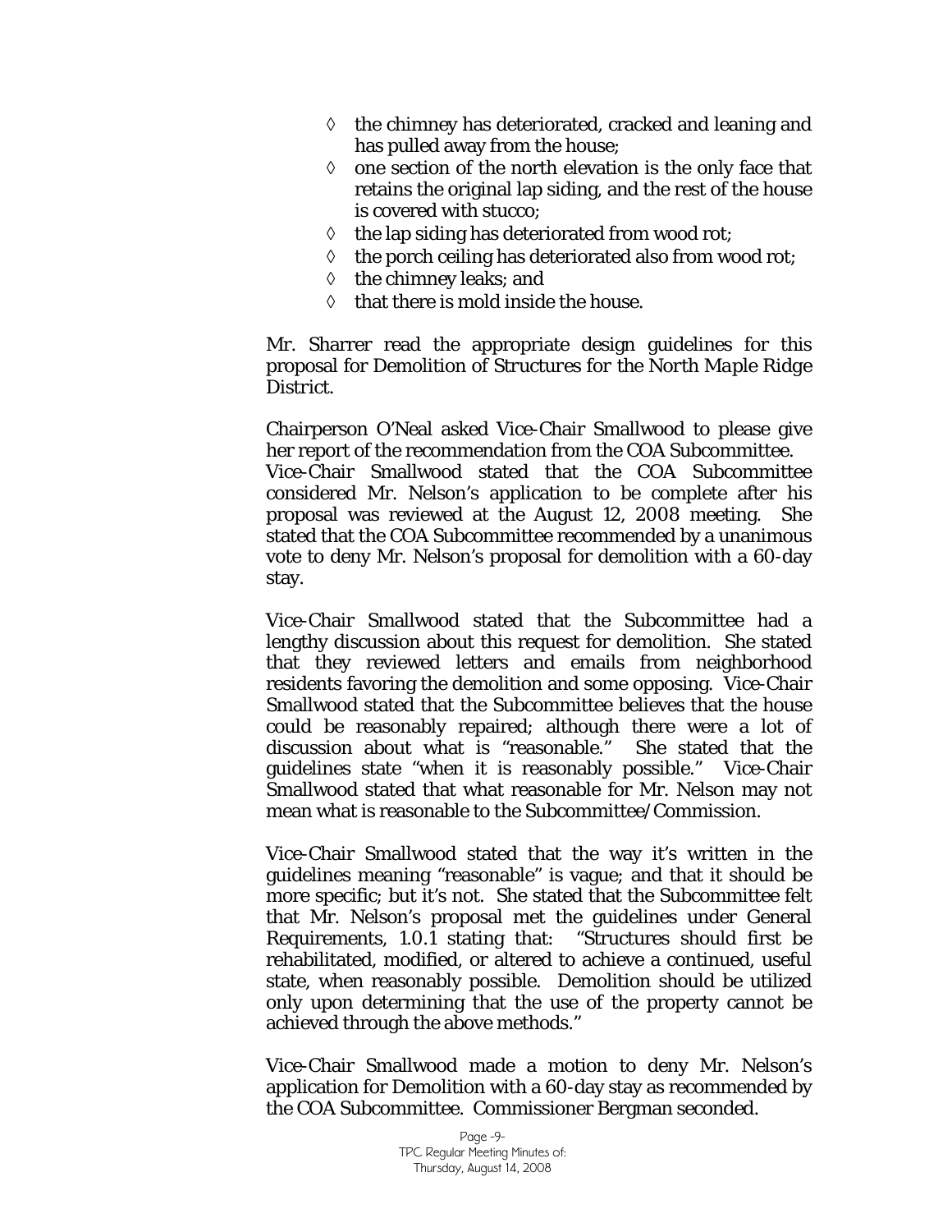- ◊ the chimney has deteriorated, cracked and leaning and has pulled away from the house;
- ◊ one section of the north elevation is the only face that retains the original lap siding, and the rest of the house is covered with stucco;
- ◊ the lap siding has deteriorated from wood rot;
- ◊ the porch ceiling has deteriorated also from wood rot;
- ◊ the chimney leaks; and
- ◊ that there is mold inside the house.

Mr. Sharrer read the appropriate design guidelines for this proposal for *Demolition of Structures* for the *North Maple Ridge District*.

Chairperson O'Neal asked Vice-Chair Smallwood to please give her report of the recommendation from the COA Subcommittee. Vice-Chair Smallwood stated that the COA Subcommittee considered Mr. Nelson's application to be complete after his proposal was reviewed at the August 12, 2008 meeting. She stated that the COA Subcommittee recommended by a unanimous vote to deny Mr. Nelson's proposal for demolition with a 60-day stay.

Vice-Chair Smallwood stated that the Subcommittee had a lengthy discussion about this request for demolition. She stated that they reviewed letters and emails from neighborhood residents favoring the demolition and some opposing. Vice-Chair Smallwood stated that the Subcommittee believes that the house could be reasonably repaired; although there were a lot of discussion about what is "reasonable." She stated that the guidelines state "when it is reasonably possible." Vice-Chair Smallwood stated that what reasonable for Mr. Nelson may not mean what is reasonable to the Subcommittee/Commission.

Vice-Chair Smallwood stated that the way it's written in the guidelines meaning "reasonable" is vague; and that it should be more specific; but it's not. She stated that the Subcommittee felt that Mr. Nelson's proposal met the guidelines under General Requirements, 1.0.1 stating that: "Structures should first be rehabilitated, modified, or altered to achieve a continued, useful state, when reasonably possible. Demolition should be utilized only upon determining that the use of the property cannot be achieved through the above methods."

Vice-Chair Smallwood made a motion to deny Mr. Nelson's application for Demolition with a 60-day stay as recommended by the COA Subcommittee. Commissioner Bergman seconded.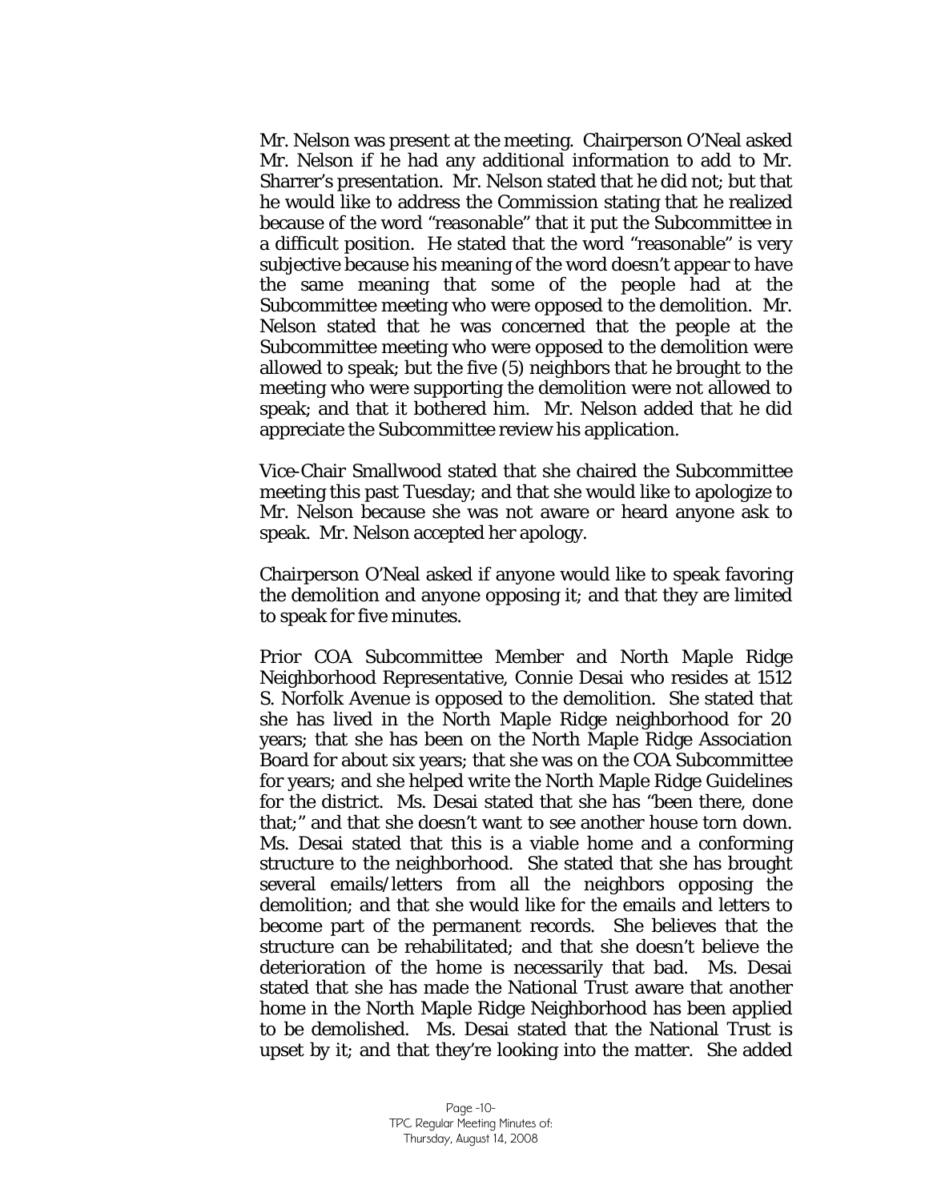Mr. Nelson was present at the meeting. Chairperson O'Neal asked Mr. Nelson if he had any additional information to add to Mr. Sharrer's presentation. Mr. Nelson stated that he did not; but that he would like to address the Commission stating that he realized because of the word "reasonable" that it put the Subcommittee in a difficult position. He stated that the word "reasonable" is very subjective because his meaning of the word doesn't appear to have the same meaning that some of the people had at the Subcommittee meeting who were opposed to the demolition. Mr. Nelson stated that he was concerned that the people at the Subcommittee meeting who were opposed to the demolition were allowed to speak; but the five (5) neighbors that he brought to the meeting who were supporting the demolition were not allowed to speak; and that it bothered him. Mr. Nelson added that he did appreciate the Subcommittee review his application.

Vice-Chair Smallwood stated that she chaired the Subcommittee meeting this past Tuesday; and that she would like to apologize to Mr. Nelson because she was not aware or heard anyone ask to speak. Mr. Nelson accepted her apology.

Chairperson O'Neal asked if anyone would like to speak favoring the demolition and anyone opposing it; and that they are limited to speak for five minutes.

Prior COA Subcommittee Member and North Maple Ridge Neighborhood Representative, Connie Desai who resides at 1512 S. Norfolk Avenue is opposed to the demolition. She stated that she has lived in the North Maple Ridge neighborhood for 20 years; that she has been on the North Maple Ridge Association Board for about six years; that she was on the COA Subcommittee for years; and she helped write the North Maple Ridge Guidelines for the district. Ms. Desai stated that she has "been there, done that;" and that she doesn't want to see another house torn down. Ms. Desai stated that this is a viable home and a conforming structure to the neighborhood. She stated that she has brought several emails/letters from all the neighbors opposing the demolition; and that she would like for the emails and letters to become part of the permanent records. She believes that the structure can be rehabilitated; and that she doesn't believe the deterioration of the home is necessarily that bad. Ms. Desai stated that she has made the National Trust aware that another home in the North Maple Ridge Neighborhood has been applied to be demolished. Ms. Desai stated that the National Trust is upset by it; and that they're looking into the matter. She added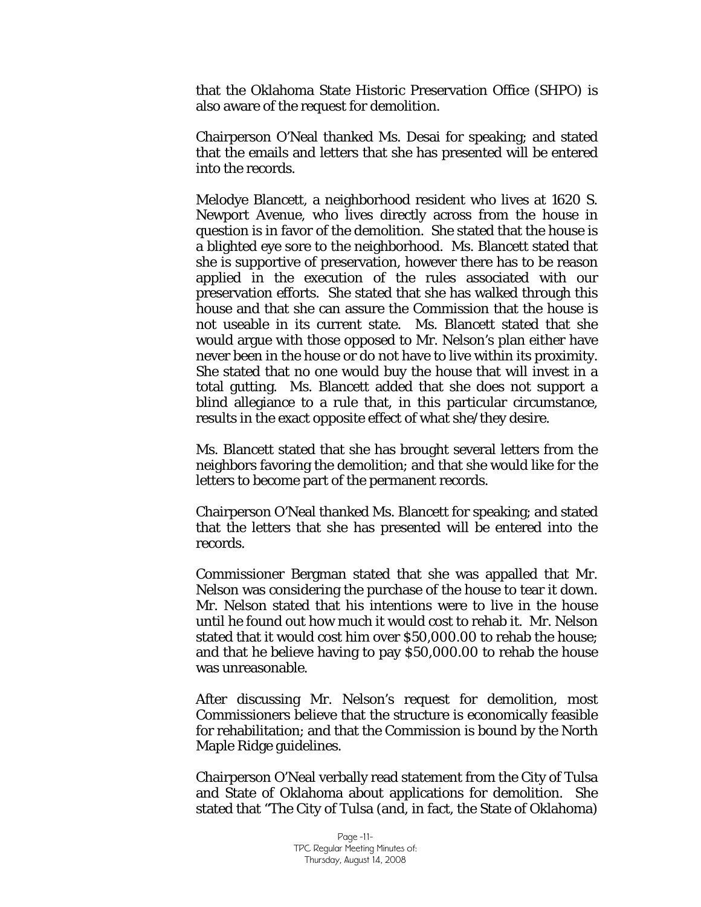that the Oklahoma State Historic Preservation Office (SHPO) is also aware of the request for demolition.

Chairperson O'Neal thanked Ms. Desai for speaking; and stated that the emails and letters that she has presented will be entered into the records.

Melodye Blancett, a neighborhood resident who lives at 1620 S. Newport Avenue, who lives directly across from the house in question is in favor of the demolition. She stated that the house is a blighted eye sore to the neighborhood. Ms. Blancett stated that she is supportive of preservation, however there has to be reason applied in the execution of the rules associated with our preservation efforts. She stated that she has walked through this house and that she can assure the Commission that the house is not useable in its current state. Ms. Blancett stated that she would argue with those opposed to Mr. Nelson's plan either have never been in the house or do not have to live within its proximity. She stated that no one would buy the house that will invest in a total gutting. Ms. Blancett added that she does not support a blind allegiance to a rule that, in this particular circumstance, results in the exact opposite effect of what she/they desire.

Ms. Blancett stated that she has brought several letters from the neighbors favoring the demolition; and that she would like for the letters to become part of the permanent records.

Chairperson O'Neal thanked Ms. Blancett for speaking; and stated that the letters that she has presented will be entered into the records.

Commissioner Bergman stated that she was appalled that Mr. Nelson was considering the purchase of the house to tear it down. Mr. Nelson stated that his intentions were to live in the house until he found out how much it would cost to rehab it. Mr. Nelson stated that it would cost him over $50,000.00 to rehab the house; and that he believe having to pay $50,000.00 to rehab the house was unreasonable.

After discussing Mr. Nelson's request for demolition, most Commissioners believe that the structure is economically feasible for rehabilitation; and that the Commission is bound by the North Maple Ridge guidelines.

Chairperson O'Neal verbally read statement from the City of Tulsa and State of Oklahoma about applications for demolition. She stated that "The City of Tulsa (and, in fact, the State of Oklahoma)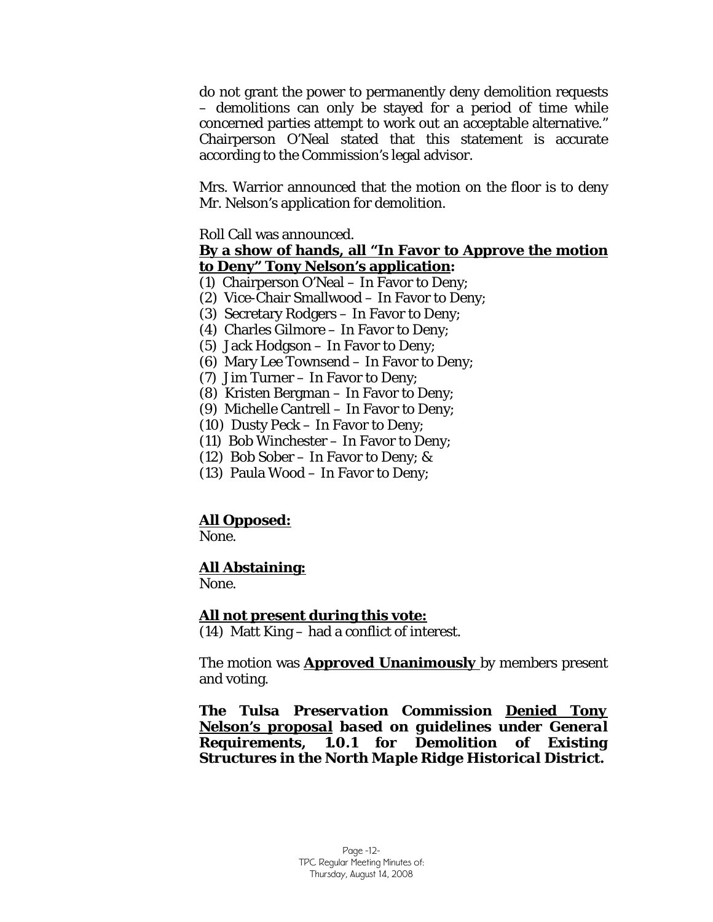do not grant the power to permanently deny demolition requests – demolitions can only be stayed for a period of time while concerned parties attempt to work out an acceptable alternative." Chairperson O'Neal stated that this statement is accurate according to the Commission's legal advisor.

Mrs. Warrior announced that the motion on the floor is to deny Mr. Nelson's application for demolition.

Roll Call was announced.

**By a show of hands, all "In Favor to Approve the motion to Deny" Tony Nelson's application:**

(1) Chairperson O'Neal – In Favor to Deny;
(2) Vice-Chair Smallwood – In Favor to Deny;
(3) Secretary Rodgers – In Favor to Deny;
(4) Charles Gilmore – In Favor to Deny;
(5) Jack Hodgson – In Favor to Deny;
(6) Mary Lee Townsend – In Favor to Deny;
(7) Jim Turner – In Favor to Deny;
(8) Kristen Bergman – In Favor to Deny;
(9) Michelle Cantrell – In Favor to Deny;
(10) Dusty Peck – In Favor to Deny;
(11) Bob Winchester – In Favor to Deny;
(12) Bob Sober – In Favor to Deny; &
(13) Paula Wood – In Favor to Deny;

**All Opposed:**
None.

**All Abstaining:**
None.

**All not present during this vote:**
(14) Matt King – had a conflict of interest.

The motion was **Approved Unanimously** by members present and voting.

***The Tulsa Preservation Commission Denied Tony Nelson's proposal based on guidelines under General Requirements, 1.0.1 for Demolition of Existing Structures in the North Maple Ridge Historical District.***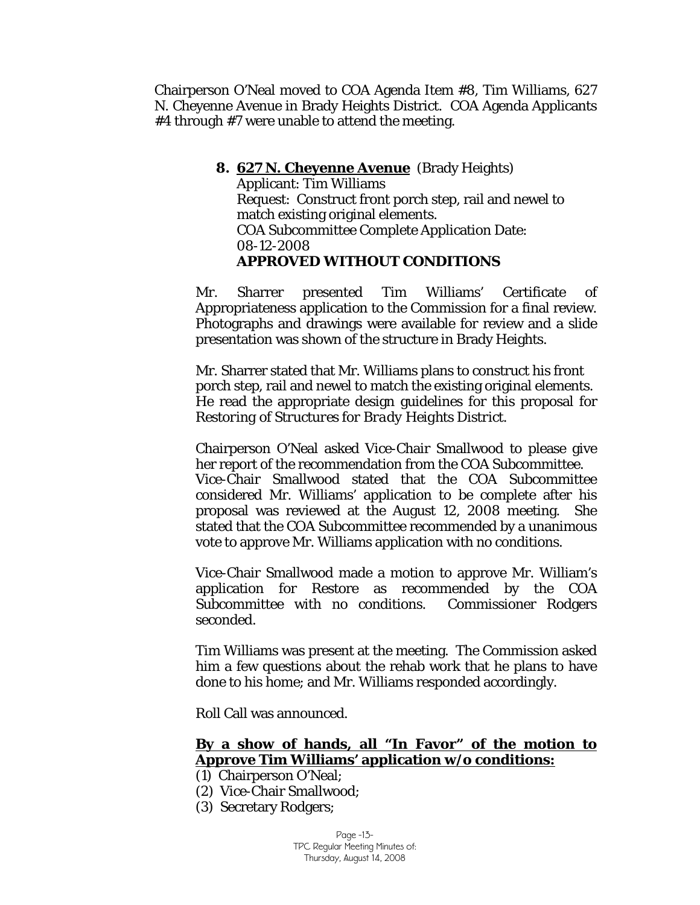Chairperson O'Neal moved to COA Agenda Item #8, Tim Williams, 627 N. Cheyenne Avenue in Brady Heights District. COA Agenda Applicants #4 through #7 were unable to attend the meeting.

**8. <u>627 N. Cheyenne Avenue</u>** (Brady Heights)
Applicant: Tim Williams
Request: Construct front porch step, rail and newel to match existing original elements.
COA Subcommittee Complete Application Date: 08-12-2008
**APPROVED WITHOUT CONDITIONS**

Mr. Sharrer presented Tim Williams' Certificate of Appropriateness application to the Commission for a final review. Photographs and drawings were available for review and a slide presentation was shown of the structure in Brady Heights.

Mr. Sharrer stated that Mr. Williams plans to construct his front porch step, rail and newel to match the existing original elements. He read the appropriate design guidelines for this proposal for *Restoring of Structures for Brady Heights District.*

Chairperson O'Neal asked Vice-Chair Smallwood to please give her report of the recommendation from the COA Subcommittee. Vice-Chair Smallwood stated that the COA Subcommittee considered Mr. Williams' application to be complete after his proposal was reviewed at the August 12, 2008 meeting. She stated that the COA Subcommittee recommended by a unanimous vote to approve Mr. Williams application with no conditions.

Vice-Chair Smallwood made a motion to approve Mr. William's application for Restore as recommended by the COA Subcommittee with no conditions. Commissioner Rodgers seconded.

Tim Williams was present at the meeting. The Commission asked him a few questions about the rehab work that he plans to have done to his home; and Mr. Williams responded accordingly.

Roll Call was announced.

**<u>By a show of hands, all "In Favor" of the motion to Approve Tim Williams' application w/o conditions:</u>**

(1) Chairperson O'Neal;
(2) Vice-Chair Smallwood;
(3) Secretary Rodgers;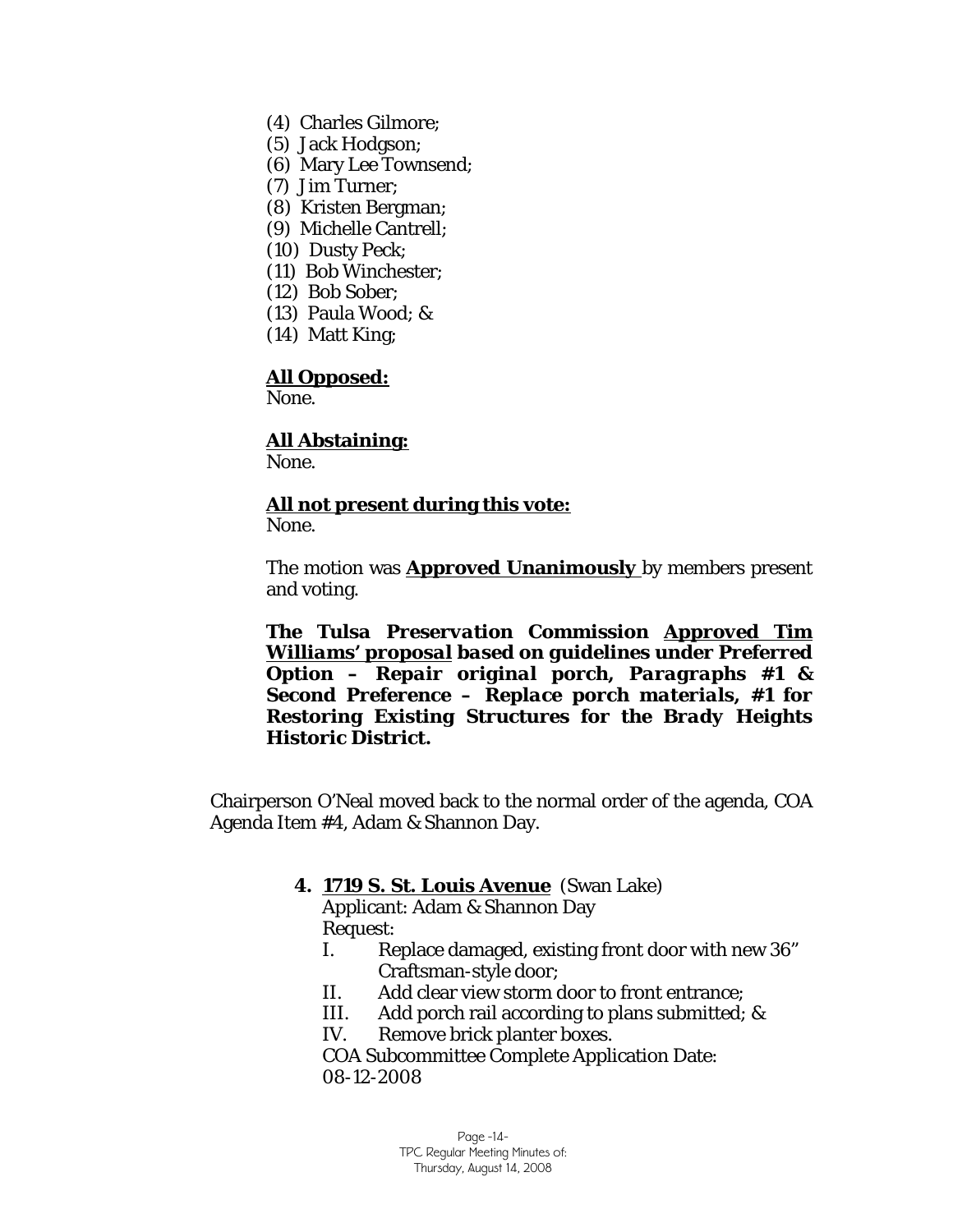(4) Charles Gilmore;
(5) Jack Hodgson;
(6) Mary Lee Townsend;
(7) Jim Turner;
(8) Kristen Bergman;
(9) Michelle Cantrell;
(10) Dusty Peck;
(11) Bob Winchester;
(12) Bob Sober;
(13) Paula Wood; &
(14) Matt King;

**All Opposed:**
None.

**All Abstaining:**
None.

**All not present during this vote:**
None.

The motion was **Approved Unanimously** by members present and voting.

***The Tulsa Preservation Commission Approved Tim Williams' proposal based on guidelines under Preferred Option – Repair original porch, Paragraphs #1 & Second Preference – Replace porch materials, #1 for Restoring Existing Structures for the Brady Heights Historic District.***

Chairperson O'Neal moved back to the normal order of the agenda, COA Agenda Item #4, Adam & Shannon Day.

**4. 1719 S. St. Louis Avenue** (Swan Lake)
Applicant: Adam & Shannon Day
Request:

I. Replace damaged, existing front door with new 36" Craftsman-style door;
II. Add clear view storm door to front entrance;
III. Add porch rail according to plans submitted; &
IV. Remove brick planter boxes.

COA Subcommittee Complete Application Date:
08-12-2008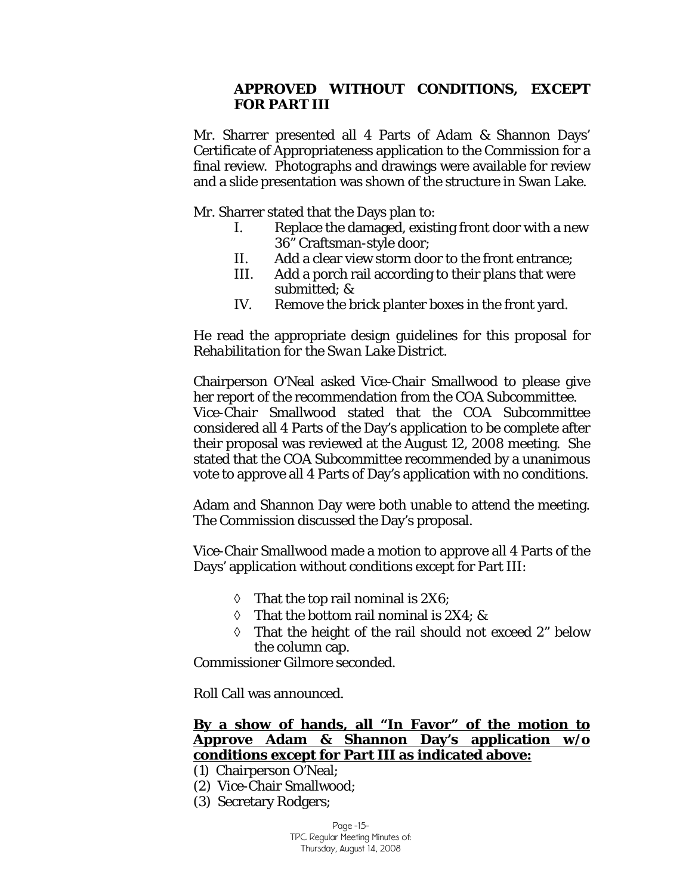**APPROVED WITHOUT CONDITIONS, EXCEPT FOR PART III**

Mr. Sharrer presented all 4 Parts of Adam & Shannon Days' Certificate of Appropriateness application to the Commission for a final review. Photographs and drawings were available for review and a slide presentation was shown of the structure in Swan Lake.

Mr. Sharrer stated that the Days plan to:

I. Replace the damaged, existing front door with a new 36" Craftsman-style door;
II. Add a clear view storm door to the front entrance;
III. Add a porch rail according to their plans that were submitted; &
IV. Remove the brick planter boxes in the front yard.

He read the appropriate design guidelines for this proposal for *Rehabilitation for the Swan Lake District.*

Chairperson O'Neal asked Vice-Chair Smallwood to please give her report of the recommendation from the COA Subcommittee. Vice-Chair Smallwood stated that the COA Subcommittee considered all 4 Parts of the Day's application to be complete after their proposal was reviewed at the August 12, 2008 meeting. She stated that the COA Subcommittee recommended by a unanimous vote to approve all 4 Parts of Day's application with no conditions.

Adam and Shannon Day were both unable to attend the meeting. The Commission discussed the Day's proposal.

Vice-Chair Smallwood made a motion to approve all 4 Parts of the Days' application without conditions except for Part III:

- ◊ That the top rail nominal is 2X6;
- ◊ That the bottom rail nominal is 2X4; &
- ◊ That the height of the rail should not exceed 2" below the column cap.

Commissioner Gilmore seconded.

Roll Call was announced.

**By a show of hands, all "In Favor" of the motion to Approve Adam & Shannon Day's application w/o conditions except for Part III as indicated above:**

(1) Chairperson O'Neal;
(2) Vice-Chair Smallwood;
(3) Secretary Rodgers;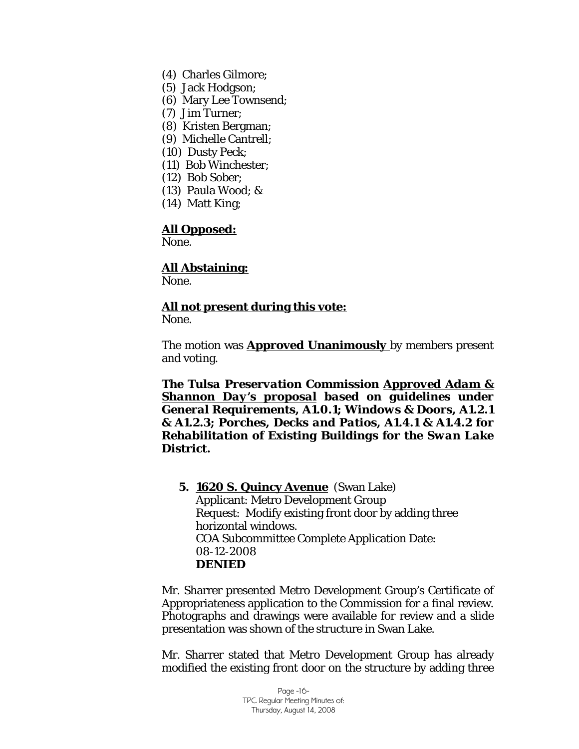(4) Charles Gilmore;
(5) Jack Hodgson;
(6) Mary Lee Townsend;
(7) Jim Turner;
(8) Kristen Bergman;
(9) Michelle Cantrell;
(10) Dusty Peck;
(11) Bob Winchester;
(12) Bob Sober;
(13) Paula Wood; &
(14) Matt King;

**All Opposed:**
None.

**All Abstaining:**
None.

**All not present during this vote:**
None.

The motion was **Approved Unanimously** by members present and voting.

***The Tulsa Preservation Commission Approved Adam & Shannon Day's proposal based on guidelines under General Requirements, A1.0.1; Windows & Doors, A1.2.1 & A1.2.3; Porches, Decks and Patios, A1.4.1 & A1.4.2 for Rehabilitation of Existing Buildings for the Swan Lake District.***

**5. 1620 S. Quincy Avenue** (Swan Lake)
Applicant: Metro Development Group
Request: Modify existing front door by adding three horizontal windows.
COA Subcommittee Complete Application Date: 08-12-2008
**DENIED**

Mr. Sharrer presented Metro Development Group's Certificate of Appropriateness application to the Commission for a final review. Photographs and drawings were available for review and a slide presentation was shown of the structure in Swan Lake.

Mr. Sharrer stated that Metro Development Group has already modified the existing front door on the structure by adding three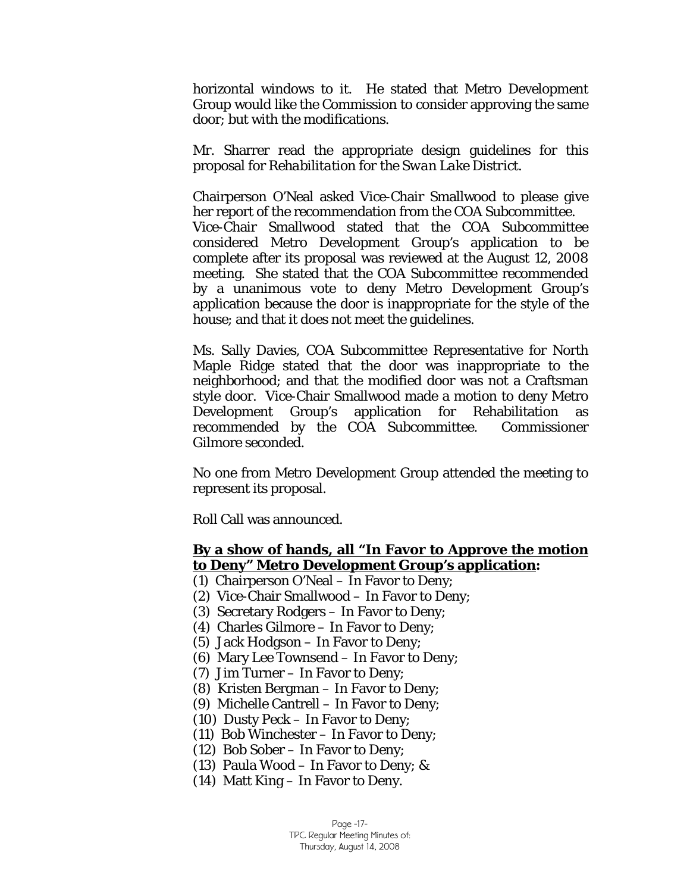horizontal windows to it. He stated that Metro Development Group would like the Commission to consider approving the same door; but with the modifications.

Mr. Sharrer read the appropriate design guidelines for this proposal for *Rehabilitation* for the *Swan Lake District*.

Chairperson O'Neal asked Vice-Chair Smallwood to please give her report of the recommendation from the COA Subcommittee. Vice-Chair Smallwood stated that the COA Subcommittee considered Metro Development Group's application to be complete after its proposal was reviewed at the August 12, 2008 meeting. She stated that the COA Subcommittee recommended by a unanimous vote to deny Metro Development Group's application because the door is inappropriate for the style of the house; and that it does not meet the guidelines.

Ms. Sally Davies, COA Subcommittee Representative for North Maple Ridge stated that the door was inappropriate to the neighborhood; and that the modified door was not a Craftsman style door. Vice-Chair Smallwood made a motion to deny Metro Development Group's application for Rehabilitation as recommended by the COA Subcommittee. Commissioner Gilmore seconded.

No one from Metro Development Group attended the meeting to represent its proposal.

Roll Call was announced.

**By a show of hands, all "In Favor to Approve the motion to Deny" Metro Development Group's application:**

(1) Chairperson O'Neal – In Favor to Deny;
(2) Vice-Chair Smallwood – In Favor to Deny;
(3) Secretary Rodgers – In Favor to Deny;
(4) Charles Gilmore – In Favor to Deny;
(5) Jack Hodgson – In Favor to Deny;
(6) Mary Lee Townsend – In Favor to Deny;
(7) Jim Turner – In Favor to Deny;
(8) Kristen Bergman – In Favor to Deny;
(9) Michelle Cantrell – In Favor to Deny;
(10) Dusty Peck – In Favor to Deny;
(11) Bob Winchester – In Favor to Deny;
(12) Bob Sober – In Favor to Deny;
(13) Paula Wood – In Favor to Deny; &
(14) Matt King – In Favor to Deny.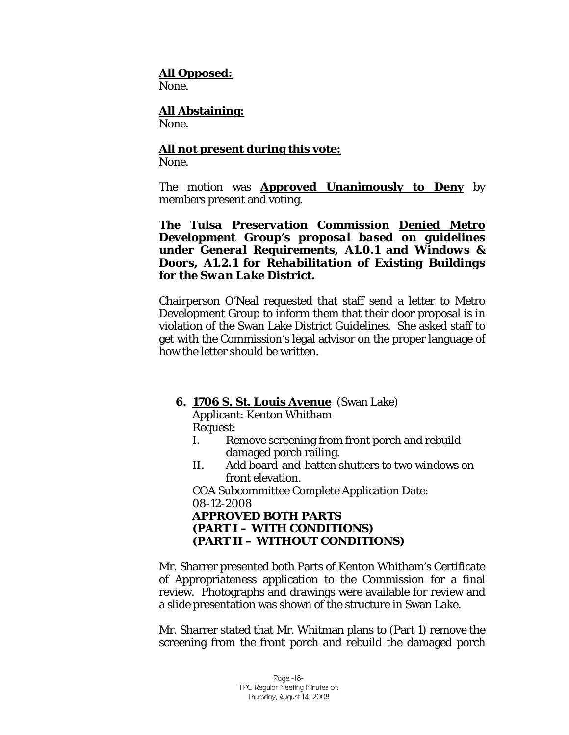**<u>All Opposed:</u>**
None.

**<u>All Abstaining:</u>**
None.

**<u>All not present during this vote:</u>**
None.

The motion was **<u>Approved Unanimously to Deny</u>** by members present and voting.

***The Tulsa Preservation Commission <u>Denied Metro Development Group's proposal</u> based on guidelines under General Requirements, A1.0.1 and Windows & Doors, A1.2.1 for Rehabilitation of Existing Buildings for the Swan Lake District.***

Chairperson O'Neal requested that staff send a letter to Metro Development Group to inform them that their door proposal is in violation of the Swan Lake District Guidelines. She asked staff to get with the Commission's legal advisor on the proper language of how the letter should be written.

**6. <u>1706 S. St. Louis Avenue</u>** (Swan Lake)

Applicant: Kenton Whitham

Request:

I. Remove screening from front porch and rebuild damaged porch railing.

II. Add board-and-batten shutters to two windows on front elevation.

COA Subcommittee Complete Application Date: 08-12-2008

**APPROVED BOTH PARTS**
**(PART I – WITH CONDITIONS)**
**(PART II – WITHOUT CONDITIONS)**

Mr. Sharrer presented both Parts of Kenton Whitham's Certificate of Appropriateness application to the Commission for a final review. Photographs and drawings were available for review and a slide presentation was shown of the structure in Swan Lake.

Mr. Sharrer stated that Mr. Whitman plans to (Part 1) remove the screening from the front porch and rebuild the damaged porch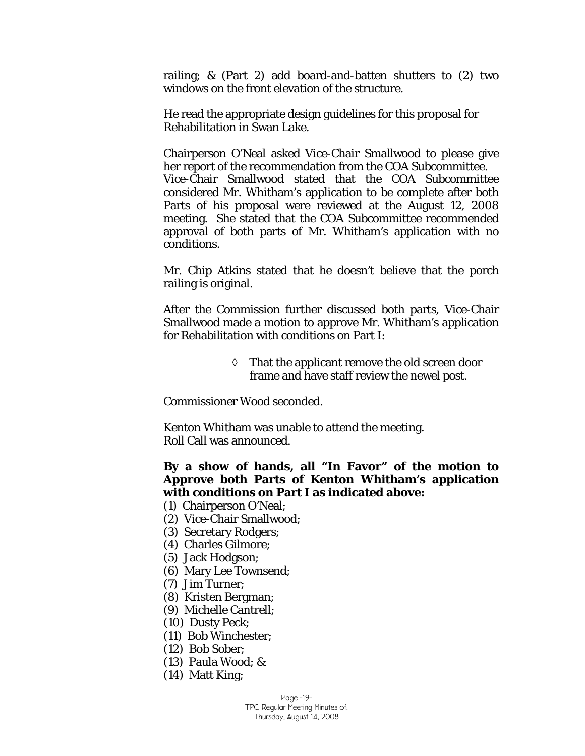railing; & (Part 2) add board-and-batten shutters to (2) two windows on the front elevation of the structure.

He read the appropriate design guidelines for this proposal for Rehabilitation in Swan Lake.

Chairperson O'Neal asked Vice-Chair Smallwood to please give her report of the recommendation from the COA Subcommittee. Vice-Chair Smallwood stated that the COA Subcommittee considered Mr. Whitham's application to be complete after both Parts of his proposal were reviewed at the August 12, 2008 meeting. She stated that the COA Subcommittee recommended approval of both parts of Mr. Whitham's application with no conditions.

Mr. Chip Atkins stated that he doesn't believe that the porch railing is original.

After the Commission further discussed both parts, Vice-Chair Smallwood made a motion to approve Mr. Whitham's application for Rehabilitation with conditions on Part I:

- ◊ That the applicant remove the old screen door frame and have staff review the newel post.

Commissioner Wood seconded.

Kenton Whitham was unable to attend the meeting.
Roll Call was announced.

**By a show of hands, all "In Favor" of the motion to Approve both Parts of Kenton Whitham's application with conditions on Part I as indicated above:**

(1) Chairperson O'Neal;
(2) Vice-Chair Smallwood;
(3) Secretary Rodgers;
(4) Charles Gilmore;
(5) Jack Hodgson;
(6) Mary Lee Townsend;
(7) Jim Turner;
(8) Kristen Bergman;
(9) Michelle Cantrell;
(10) Dusty Peck;
(11) Bob Winchester;
(12) Bob Sober;
(13) Paula Wood; &
(14) Matt King;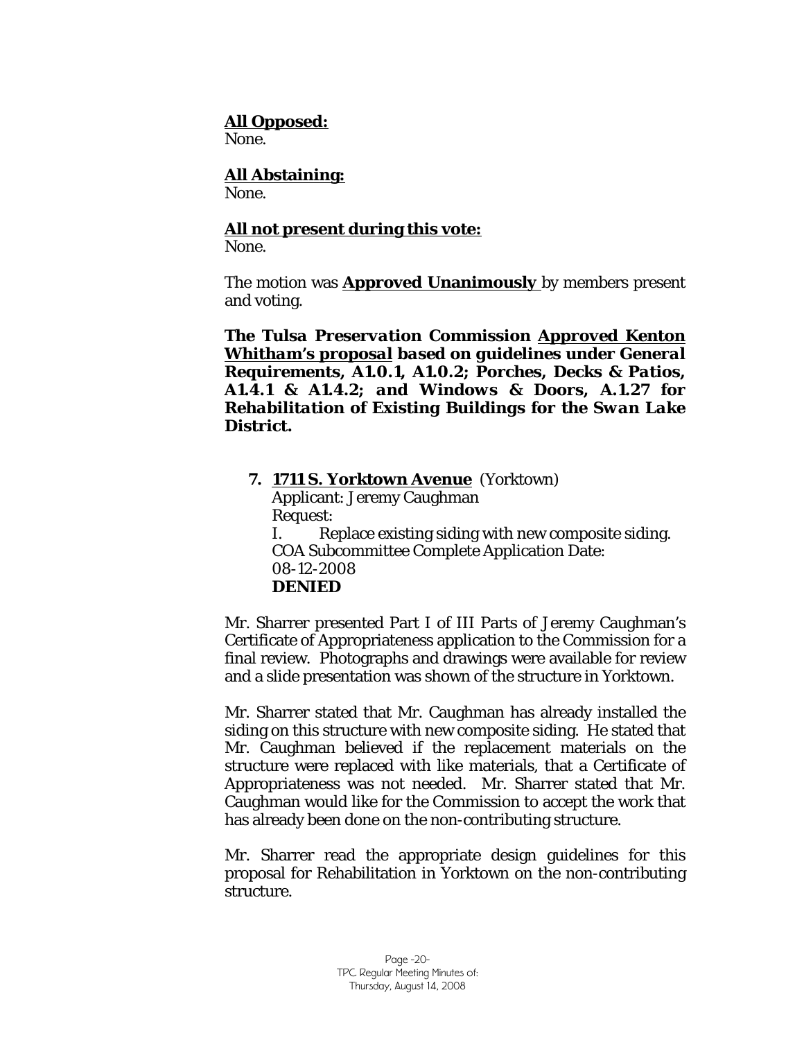**All Opposed:**
None.

**All Abstaining:**
None.

**All not present during this vote:**
None.

The motion was **Approved Unanimously** by members present and voting.

***The Tulsa Preservation Commission Approved Kenton Whitham's proposal based on guidelines under General Requirements, A1.0.1, A1.0.2; Porches, Decks & Patios, A1.4.1 & A1.4.2; and Windows & Doors, A.1.27 for Rehabilitation of Existing Buildings for the Swan Lake District.***

7. **1711 S. Yorktown Avenue** (Yorktown)
   Applicant: Jeremy Caughman
   Request:
   I. Replace existing siding with new composite siding.
   COA Subcommittee Complete Application Date:
   08-12-2008
   **DENIED**

Mr. Sharrer presented Part I of III Parts of Jeremy Caughman's Certificate of Appropriateness application to the Commission for a final review. Photographs and drawings were available for review and a slide presentation was shown of the structure in Yorktown.

Mr. Sharrer stated that Mr. Caughman has already installed the siding on this structure with new composite siding. He stated that Mr. Caughman believed if the replacement materials on the structure were replaced with like materials, that a Certificate of Appropriateness was not needed. Mr. Sharrer stated that Mr. Caughman would like for the Commission to accept the work that has already been done on the non-contributing structure.

Mr. Sharrer read the appropriate design guidelines for this proposal for Rehabilitation in Yorktown on the non-contributing structure.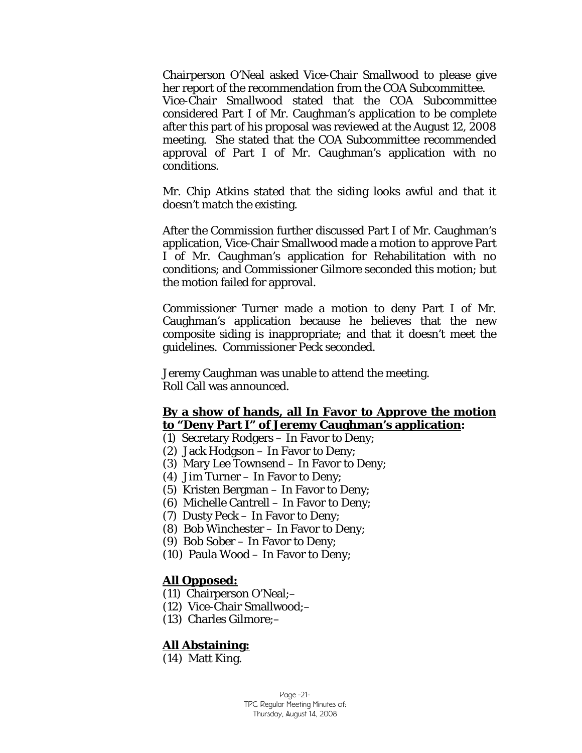Chairperson O'Neal asked Vice-Chair Smallwood to please give her report of the recommendation from the COA Subcommittee.
Vice-Chair Smallwood stated that the COA Subcommittee considered Part I of Mr. Caughman's application to be complete after this part of his proposal was reviewed at the August 12, 2008 meeting. She stated that the COA Subcommittee recommended approval of Part I of Mr. Caughman's application with no conditions.

Mr. Chip Atkins stated that the siding looks awful and that it doesn't match the existing.

After the Commission further discussed Part I of Mr. Caughman's application, Vice-Chair Smallwood made a motion to approve Part I of Mr. Caughman's application for Rehabilitation with no conditions; and Commissioner Gilmore seconded this motion; but the motion failed for approval.

Commissioner Turner made a motion to deny Part I of Mr. Caughman's application because he believes that the new composite siding is inappropriate; and that it doesn't meet the guidelines. Commissioner Peck seconded.

Jeremy Caughman was unable to attend the meeting.
Roll Call was announced.

**By a show of hands, all In Favor to Approve the motion to "Deny Part I" of Jeremy Caughman's application:**

(1) Secretary Rodgers – In Favor to Deny;
(2) Jack Hodgson – In Favor to Deny;
(3) Mary Lee Townsend – In Favor to Deny;
(4) Jim Turner – In Favor to Deny;
(5) Kristen Bergman – In Favor to Deny;
(6) Michelle Cantrell – In Favor to Deny;
(7) Dusty Peck – In Favor to Deny;
(8) Bob Winchester – In Favor to Deny;
(9) Bob Sober – In Favor to Deny;
(10) Paula Wood – In Favor to Deny;

**All Opposed:**

(11) Chairperson O'Neal;–
(12) Vice-Chair Smallwood;–
(13) Charles Gilmore;–

**All Abstaining:**

(14) Matt King.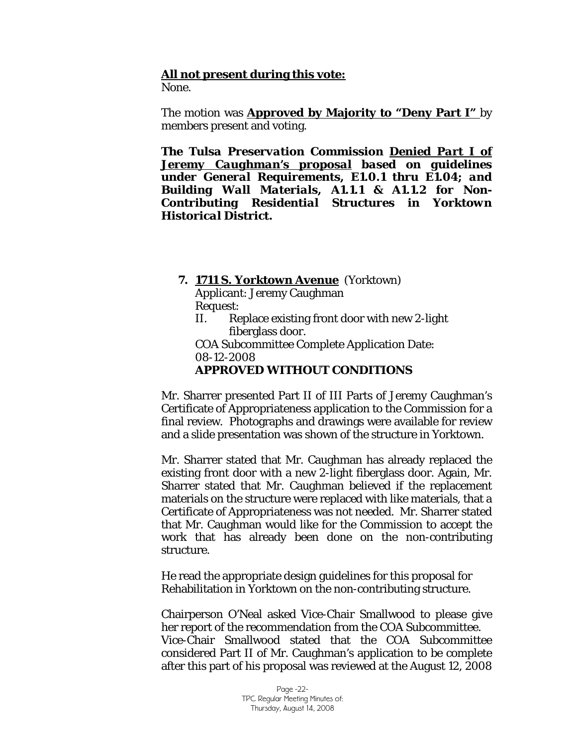**All not present during this vote:**
None.

The motion was **Approved by Majority to "Deny Part I"** by members present and voting.

***The Tulsa Preservation Commission Denied Part I of Jeremy Caughman's proposal based on guidelines under General Requirements, E1.0.1 thru E1.04; and Building Wall Materials, A1.1.1 & A1.1.2 for Non-Contributing Residential Structures in Yorktown Historical District.***

**7. 1711 S. Yorktown Avenue** (Yorktown)
Applicant: Jeremy Caughman
Request:
II. Replace existing front door with new 2-light fiberglass door.
COA Subcommittee Complete Application Date: 08-12-2008
**APPROVED WITHOUT CONDITIONS**

Mr. Sharrer presented Part II of III Parts of Jeremy Caughman's Certificate of Appropriateness application to the Commission for a final review. Photographs and drawings were available for review and a slide presentation was shown of the structure in Yorktown.

Mr. Sharrer stated that Mr. Caughman has already replaced the existing front door with a new 2-light fiberglass door. Again, Mr. Sharrer stated that Mr. Caughman believed if the replacement materials on the structure were replaced with like materials, that a Certificate of Appropriateness was not needed. Mr. Sharrer stated that Mr. Caughman would like for the Commission to accept the work that has already been done on the non-contributing structure.

He read the appropriate design guidelines for this proposal for Rehabilitation in Yorktown on the non-contributing structure.

Chairperson O'Neal asked Vice-Chair Smallwood to please give her report of the recommendation from the COA Subcommittee. Vice-Chair Smallwood stated that the COA Subcommittee considered Part II of Mr. Caughman's application to be complete after this part of his proposal was reviewed at the August 12, 2008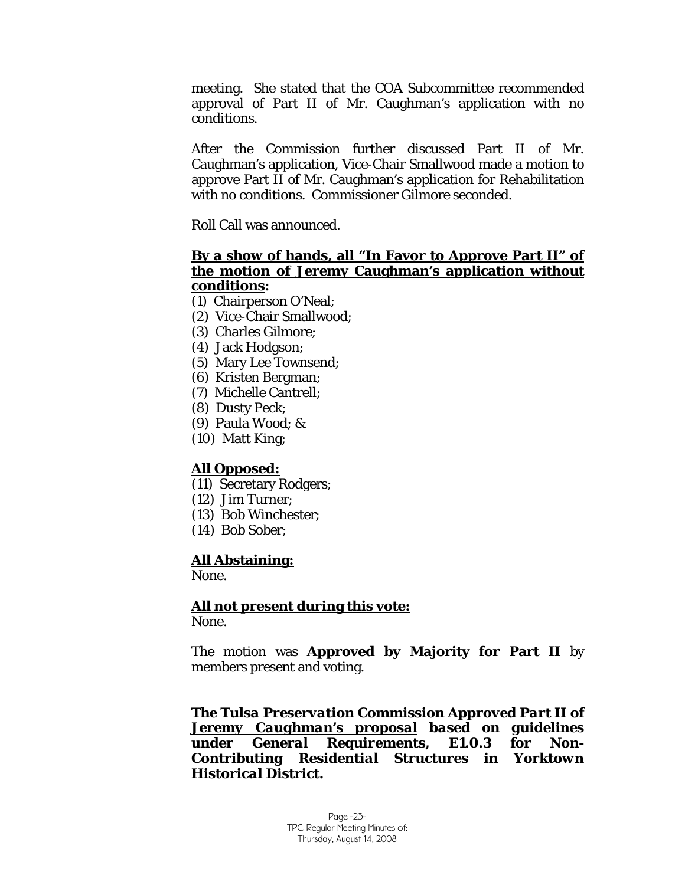meeting. She stated that the COA Subcommittee recommended approval of Part II of Mr. Caughman's application with no conditions.

After the Commission further discussed Part II of Mr. Caughman's application, Vice-Chair Smallwood made a motion to approve Part II of Mr. Caughman's application for Rehabilitation with no conditions. Commissioner Gilmore seconded.

Roll Call was announced.

**By a show of hands, all "In Favor to Approve Part II" of the motion of Jeremy Caughman's application without conditions:**

(1) Chairperson O'Neal;
(2) Vice-Chair Smallwood;
(3) Charles Gilmore;
(4) Jack Hodgson;
(5) Mary Lee Townsend;
(6) Kristen Bergman;
(7) Michelle Cantrell;
(8) Dusty Peck;
(9) Paula Wood; &
(10) Matt King;

**All Opposed:**

(11) Secretary Rodgers;
(12) Jim Turner;
(13) Bob Winchester;
(14) Bob Sober;

**All Abstaining:**

None.

**All not present during this vote:**

None.

The motion was **Approved by Majority for Part II** by members present and voting.

***The Tulsa Preservation Commission Approved Part II of Jeremy Caughman's proposal based on guidelines under General Requirements, E1.0.3 for Non-Contributing Residential Structures in Yorktown Historical District.***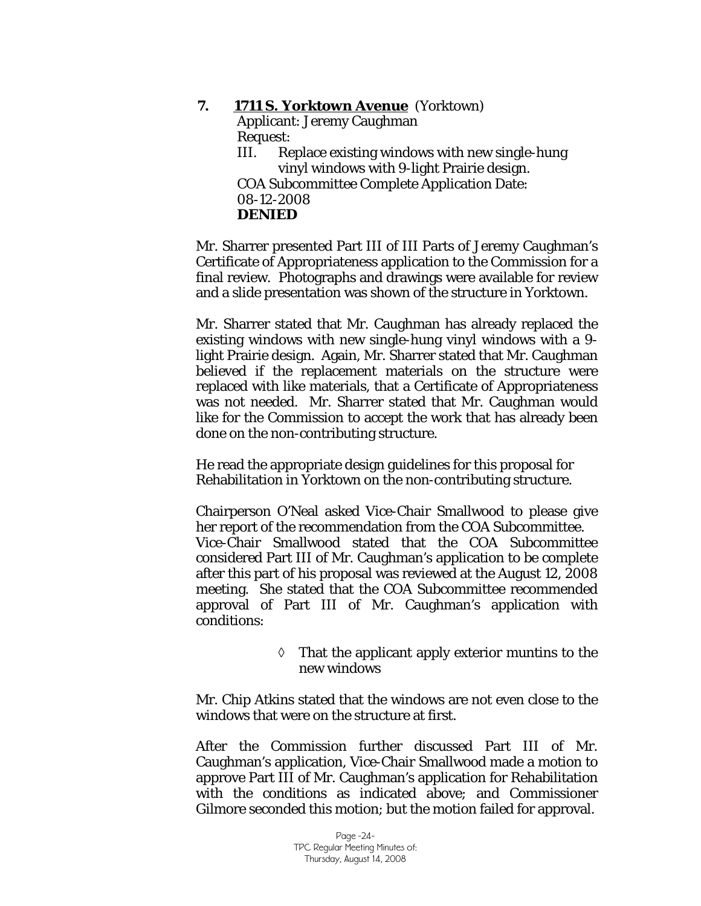**7. 1711 S. Yorktown Avenue** (Yorktown)
Applicant: Jeremy Caughman
Request:
III. Replace existing windows with new single-hung vinyl windows with 9-light Prairie design.
COA Subcommittee Complete Application Date: 08-12-2008
**DENIED**

Mr. Sharrer presented Part III of III Parts of Jeremy Caughman's Certificate of Appropriateness application to the Commission for a final review. Photographs and drawings were available for review and a slide presentation was shown of the structure in Yorktown.

Mr. Sharrer stated that Mr. Caughman has already replaced the existing windows with new single-hung vinyl windows with a 9-light Prairie design. Again, Mr. Sharrer stated that Mr. Caughman believed if the replacement materials on the structure were replaced with like materials, that a Certificate of Appropriateness was not needed. Mr. Sharrer stated that Mr. Caughman would like for the Commission to accept the work that has already been done on the non-contributing structure.

He read the appropriate design guidelines for this proposal for Rehabilitation in Yorktown on the non-contributing structure.

Chairperson O'Neal asked Vice-Chair Smallwood to please give her report of the recommendation from the COA Subcommittee. Vice-Chair Smallwood stated that the COA Subcommittee considered Part III of Mr. Caughman's application to be complete after this part of his proposal was reviewed at the August 12, 2008 meeting. She stated that the COA Subcommittee recommended approval of Part III of Mr. Caughman's application with conditions:

- ◊ That the applicant apply exterior muntins to the new windows

Mr. Chip Atkins stated that the windows are not even close to the windows that were on the structure at first.

After the Commission further discussed Part III of Mr. Caughman's application, Vice-Chair Smallwood made a motion to approve Part III of Mr. Caughman's application for Rehabilitation with the conditions as indicated above; and Commissioner Gilmore seconded this motion; but the motion failed for approval.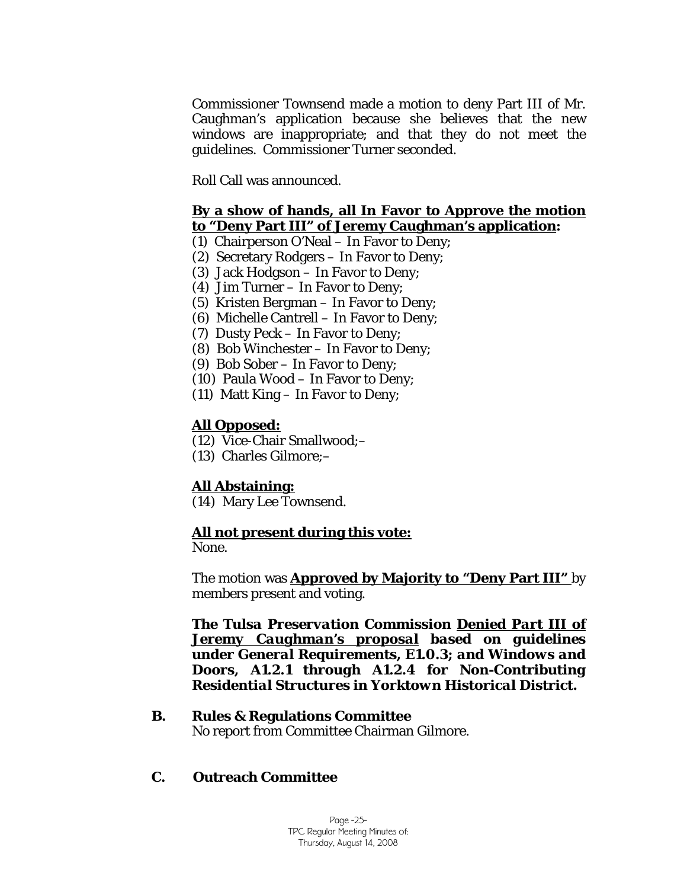Commissioner Townsend made a motion to deny Part III of Mr. Caughman's application because she believes that the new windows are inappropriate; and that they do not meet the guidelines. Commissioner Turner seconded.

Roll Call was announced.

**By a show of hands, all In Favor to Approve the motion to "Deny Part III" of Jeremy Caughman's application:**

(1) Chairperson O'Neal – In Favor to Deny;
(2) Secretary Rodgers – In Favor to Deny;
(3) Jack Hodgson – In Favor to Deny;
(4) Jim Turner – In Favor to Deny;
(5) Kristen Bergman – In Favor to Deny;
(6) Michelle Cantrell – In Favor to Deny;
(7) Dusty Peck – In Favor to Deny;
(8) Bob Winchester – In Favor to Deny;
(9) Bob Sober – In Favor to Deny;
(10) Paula Wood – In Favor to Deny;
(11) Matt King – In Favor to Deny;

**All Opposed:**

(12) Vice-Chair Smallwood;–
(13) Charles Gilmore;–

**All Abstaining:**

(14) Mary Lee Townsend.

**All not present during this vote:**

None.

The motion was **Approved by Majority to "Deny Part III"** by members present and voting.

***The Tulsa Preservation Commission Denied Part III of Jeremy Caughman's proposal based on guidelines under General Requirements, E1.0.3; and Windows and Doors, A1.2.1 through A1.2.4 for Non-Contributing Residential Structures in Yorktown Historical District.***

**B. Rules & Regulations Committee**

No report from Committee Chairman Gilmore.

**C. Outreach Committee**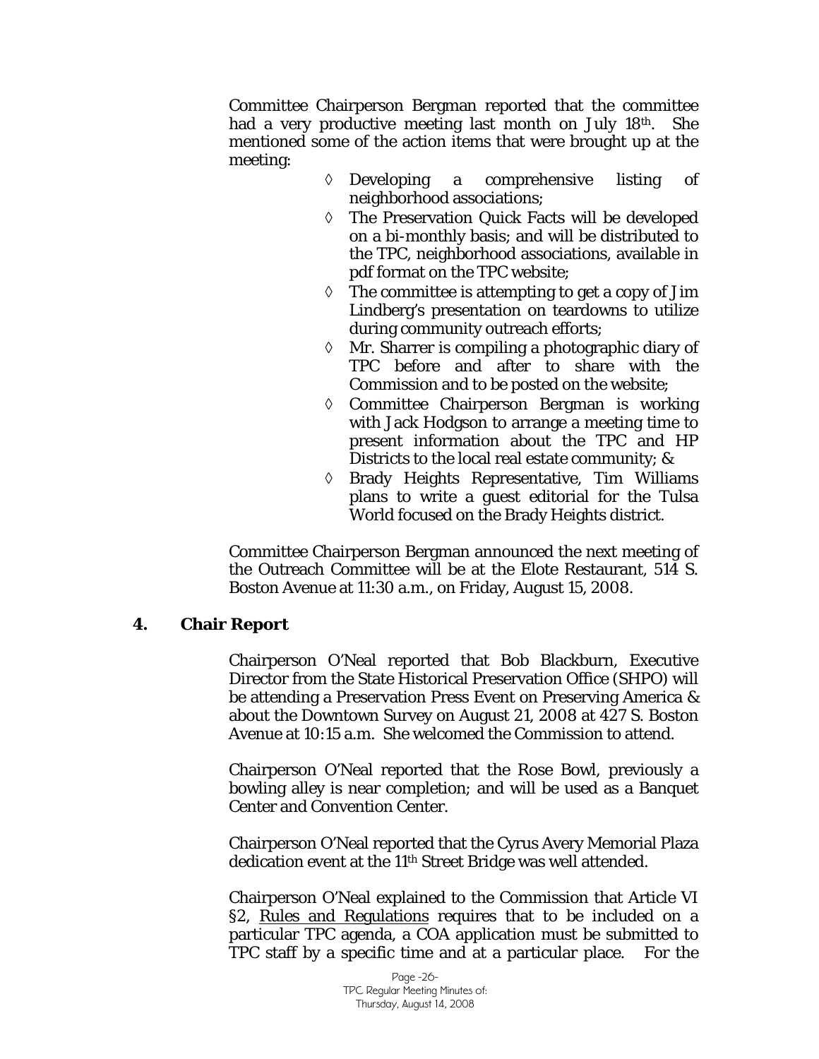Committee Chairperson Bergman reported that the committee had a very productive meeting last month on July 18th. She mentioned some of the action items that were brought up at the meeting:

- ◊ Developing a comprehensive listing of neighborhood associations;
- ◊ The Preservation Quick Facts will be developed on a bi-monthly basis; and will be distributed to the TPC, neighborhood associations, available in pdf format on the TPC website;
- ◊ The committee is attempting to get a copy of Jim Lindberg's presentation on teardowns to utilize during community outreach efforts;
- ◊ Mr. Sharrer is compiling a photographic diary of TPC before and after to share with the Commission and to be posted on the website;
- ◊ Committee Chairperson Bergman is working with Jack Hodgson to arrange a meeting time to present information about the TPC and HP Districts to the local real estate community; &
- ◊ Brady Heights Representative, Tim Williams plans to write a guest editorial for the Tulsa World focused on the Brady Heights district.

Committee Chairperson Bergman announced the next meeting of the Outreach Committee will be at the Elote Restaurant, 514 S. Boston Avenue at 11:30 a.m., on Friday, August 15, 2008.

## 4. Chair Report

Chairperson O'Neal reported that Bob Blackburn, Executive Director from the State Historical Preservation Office (SHPO) will be attending a Preservation Press Event on Preserving America & about the Downtown Survey on August 21, 2008 at 427 S. Boston Avenue at 10:15 a.m. She welcomed the Commission to attend.

Chairperson O'Neal reported that the Rose Bowl, previously a bowling alley is near completion; and will be used as a Banquet Center and Convention Center.

Chairperson O'Neal reported that the Cyrus Avery Memorial Plaza dedication event at the 11th Street Bridge was well attended.

Chairperson O'Neal explained to the Commission that Article VI §2, Rules and Regulations requires that to be included on a particular TPC agenda, a COA application must be submitted to TPC staff by a specific time and at a particular place. For the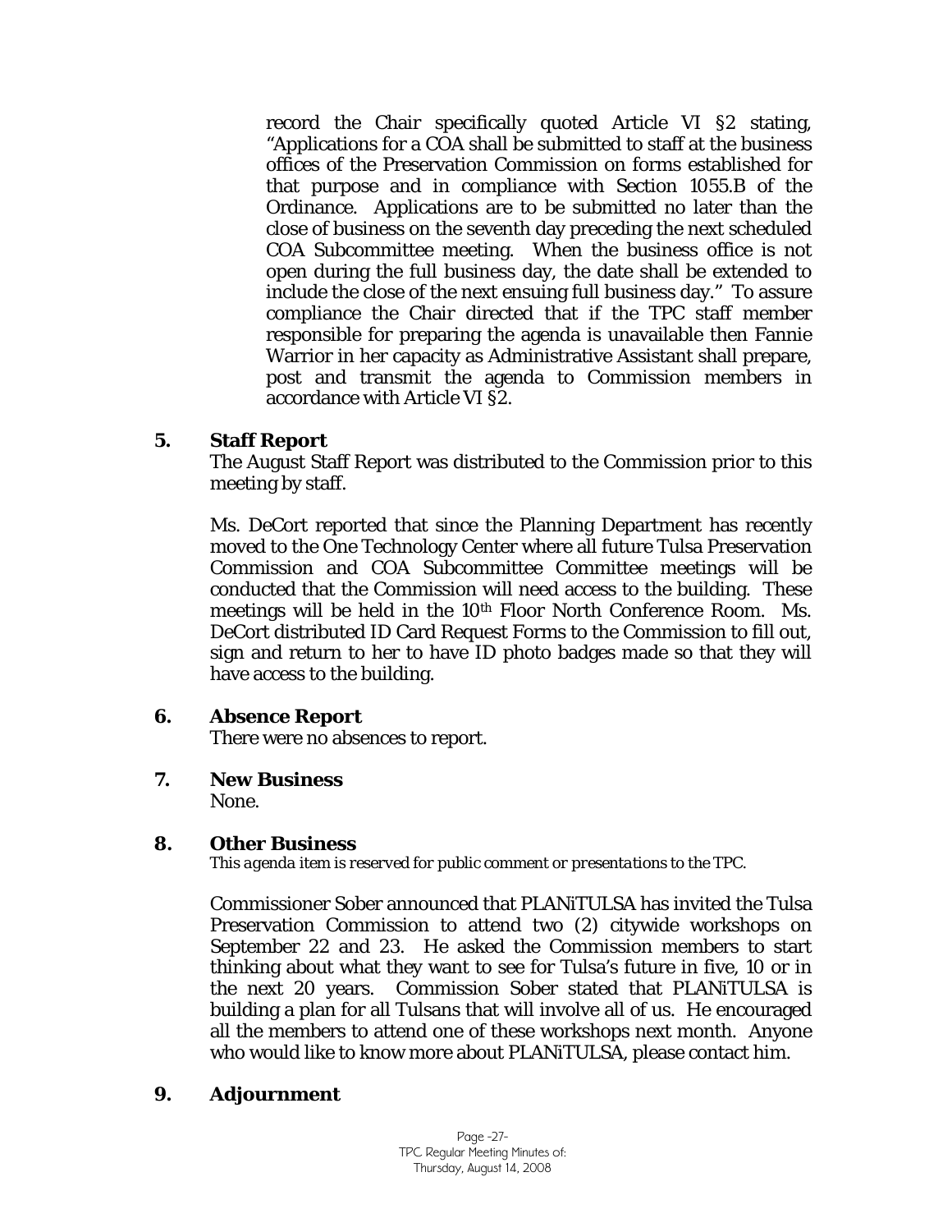record the Chair specifically quoted Article VI §2 stating, "Applications for a COA shall be submitted to staff at the business offices of the Preservation Commission on forms established for that purpose and in compliance with Section 1055.B of the Ordinance. Applications are to be submitted no later than the close of business on the seventh day preceding the next scheduled COA Subcommittee meeting. When the business office is not open during the full business day, the date shall be extended to include the close of the next ensuing full business day." To assure compliance the Chair directed that if the TPC staff member responsible for preparing the agenda is unavailable then Fannie Warrior in her capacity as Administrative Assistant shall prepare, post and transmit the agenda to Commission members in accordance with Article VI §2.

**5. Staff Report**

The August Staff Report was distributed to the Commission prior to this meeting by staff.

Ms. DeCort reported that since the Planning Department has recently moved to the One Technology Center where all future Tulsa Preservation Commission and COA Subcommittee Committee meetings will be conducted that the Commission will need access to the building. These meetings will be held in the 10th Floor North Conference Room. Ms. DeCort distributed ID Card Request Forms to the Commission to fill out, sign and return to her to have ID photo badges made so that they will have access to the building.

**6. Absence Report**

There were no absences to report.

**7. New Business**

None.

**8. Other Business**

*This agenda item is reserved for public comment or presentations to the TPC.*

Commissioner Sober announced that PLANiTULSA has invited the Tulsa Preservation Commission to attend two (2) citywide workshops on September 22 and 23. He asked the Commission members to start thinking about what they want to see for Tulsa's future in five, 10 or in the next 20 years. Commission Sober stated that PLANiTULSA is building a plan for all Tulsans that will involve all of us. He encouraged all the members to attend one of these workshops next month. Anyone who would like to know more about PLANiTULSA, please contact him.

**9. Adjournment**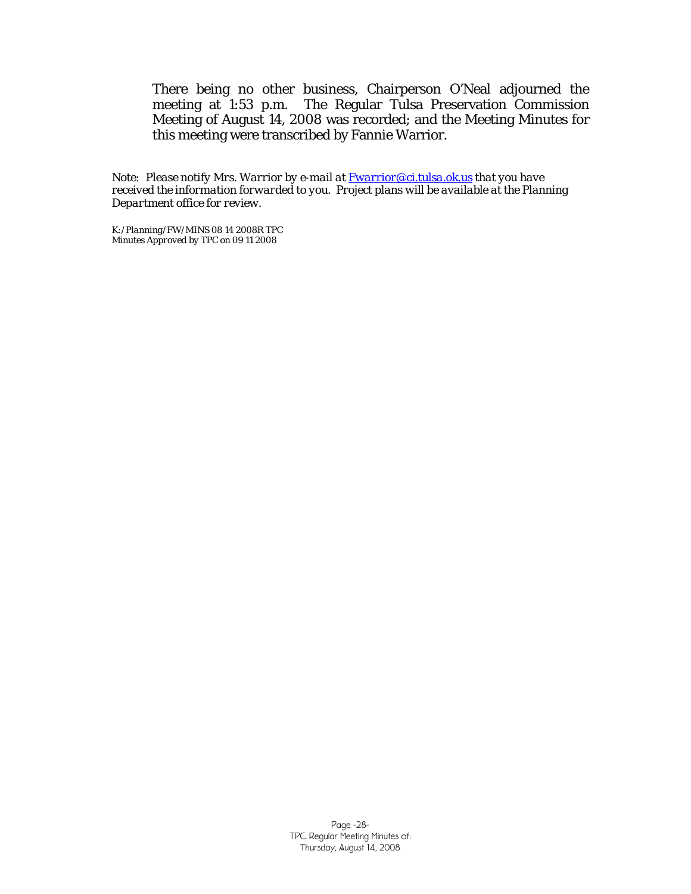There being no other business, Chairperson O'Neal adjourned the meeting at 1:53 p.m. The Regular Tulsa Preservation Commission Meeting of August 14, 2008 was recorded; and the Meeting Minutes for this meeting were transcribed by Fannie Warrior.

*Note: Please notify Mrs. Warrior by e-mail at [Fwarrior@ci.tulsa.ok.us](mailto:Fwarrior@ci.tulsa.ok.us) that you have received the information forwarded to you. Project plans will be available at the Planning Department office for review.*

*K:/Planning/FW/MINS 08 14 2008R TPC*
*Minutes Approved by TPC on 09 11 2008*